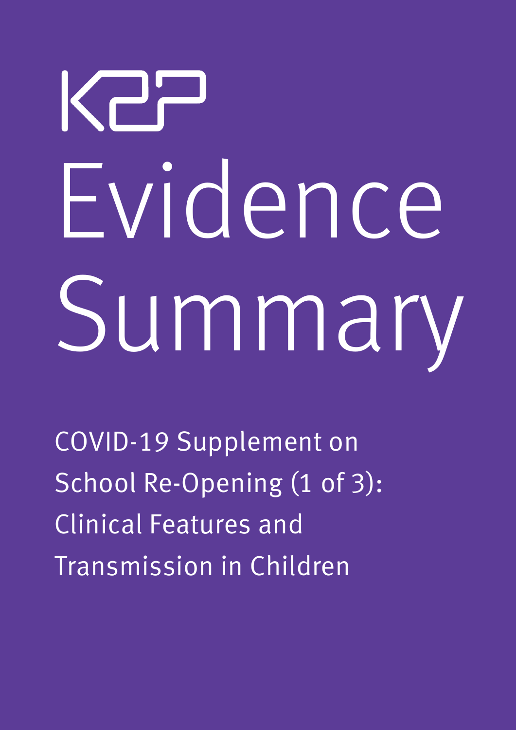K2P

# Evidence Summary

COVID-19 Supplement on School Re-Opening (1 of 3): Clinical Features and Transmission in Children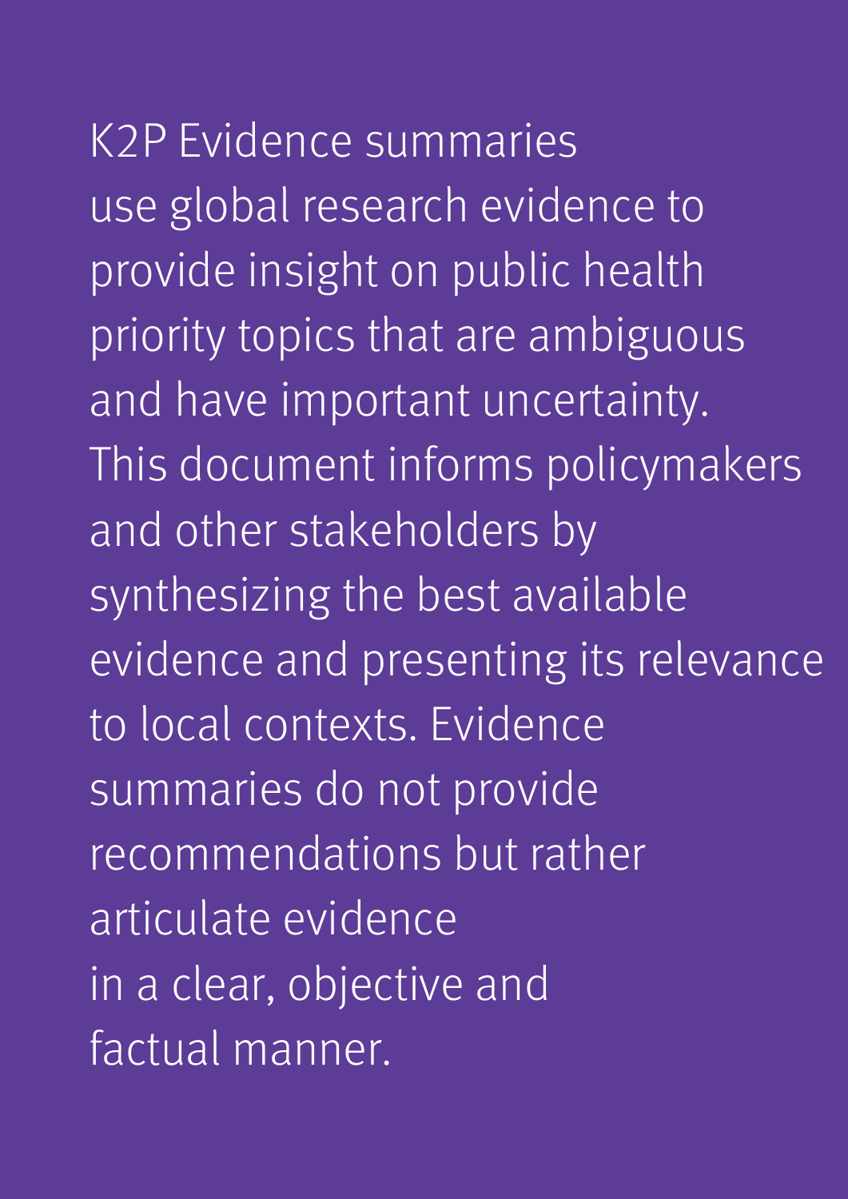K2P Evidence summaries use global research evidence to provide insight on public health priority topics that are ambiguous and have important uncertainty. This document informs policymakers and other stakeholders by synthesizing the best available evidence and presenting its relevance to local contexts. Evidence summaries do not provide recommendations but rather articulate evidence in a clear, objective and factual manner.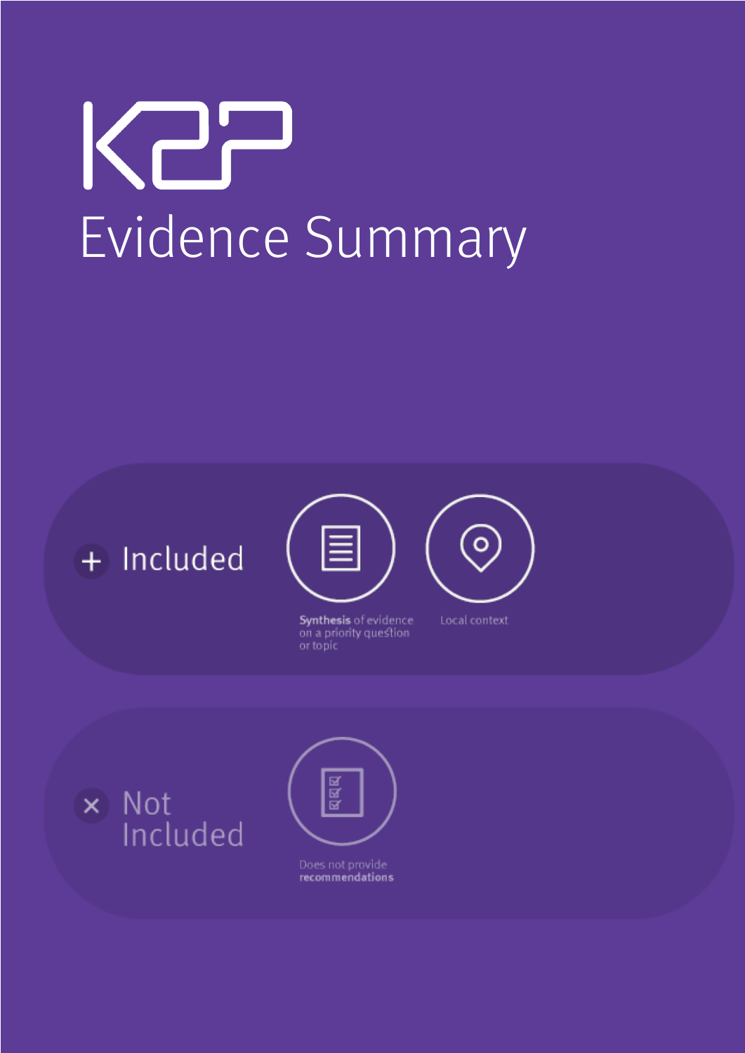# K2P

## Evidence Summary

**+ Included**

- **Synthesis** of evidence on a priority question or topic
- Local context

**× Not Included**

- Does not provide **recommendations**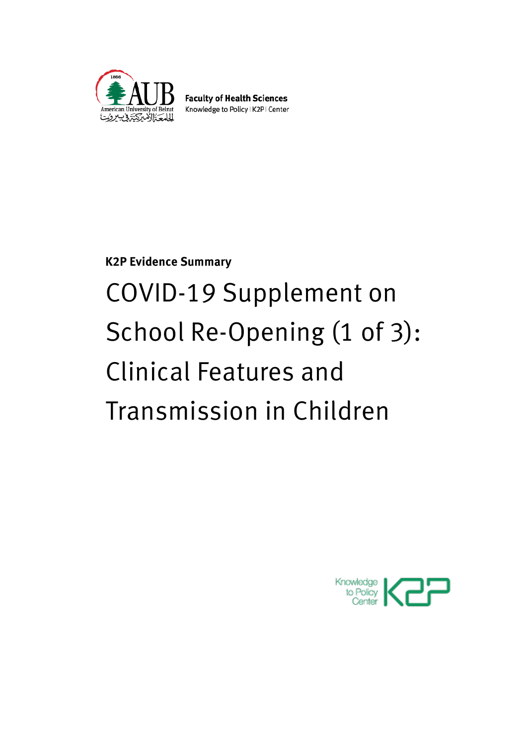Faculty of Health Sciences
Knowledge to Policy | K2P | Center

**K2P Evidence Summary**

# COVID-19 Supplement on School Re-Opening (1 of 3): Clinical Features and Transmission in Children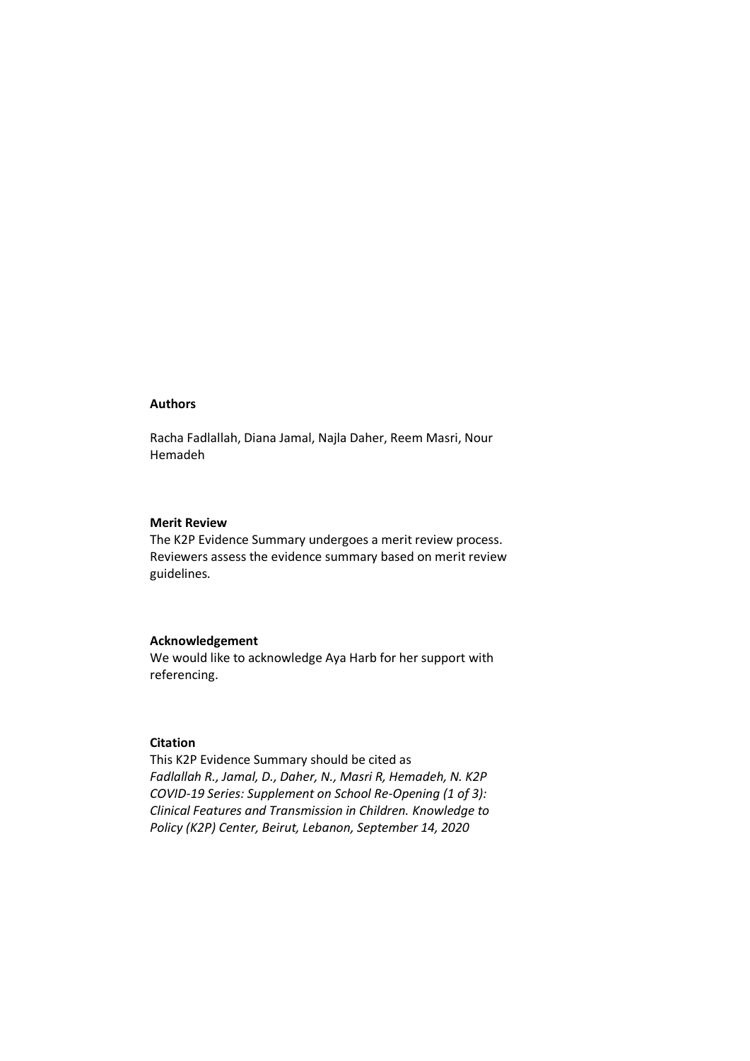**Authors**

Racha Fadlallah, Diana Jamal, Najla Daher, Reem Masri, Nour Hemadeh

**Merit Review**

The K2P Evidence Summary undergoes a merit review process. Reviewers assess the evidence summary based on merit review guidelines.

**Acknowledgement**

We would like to acknowledge Aya Harb for her support with referencing.

**Citation**

This K2P Evidence Summary should be cited as
*Fadlallah R., Jamal, D., Daher, N., Masri R, Hemadeh, N. K2P COVID-19 Series: Supplement on School Re-Opening (1 of 3): Clinical Features and Transmission in Children. Knowledge to Policy (K2P) Center, Beirut, Lebanon, September 14, 2020*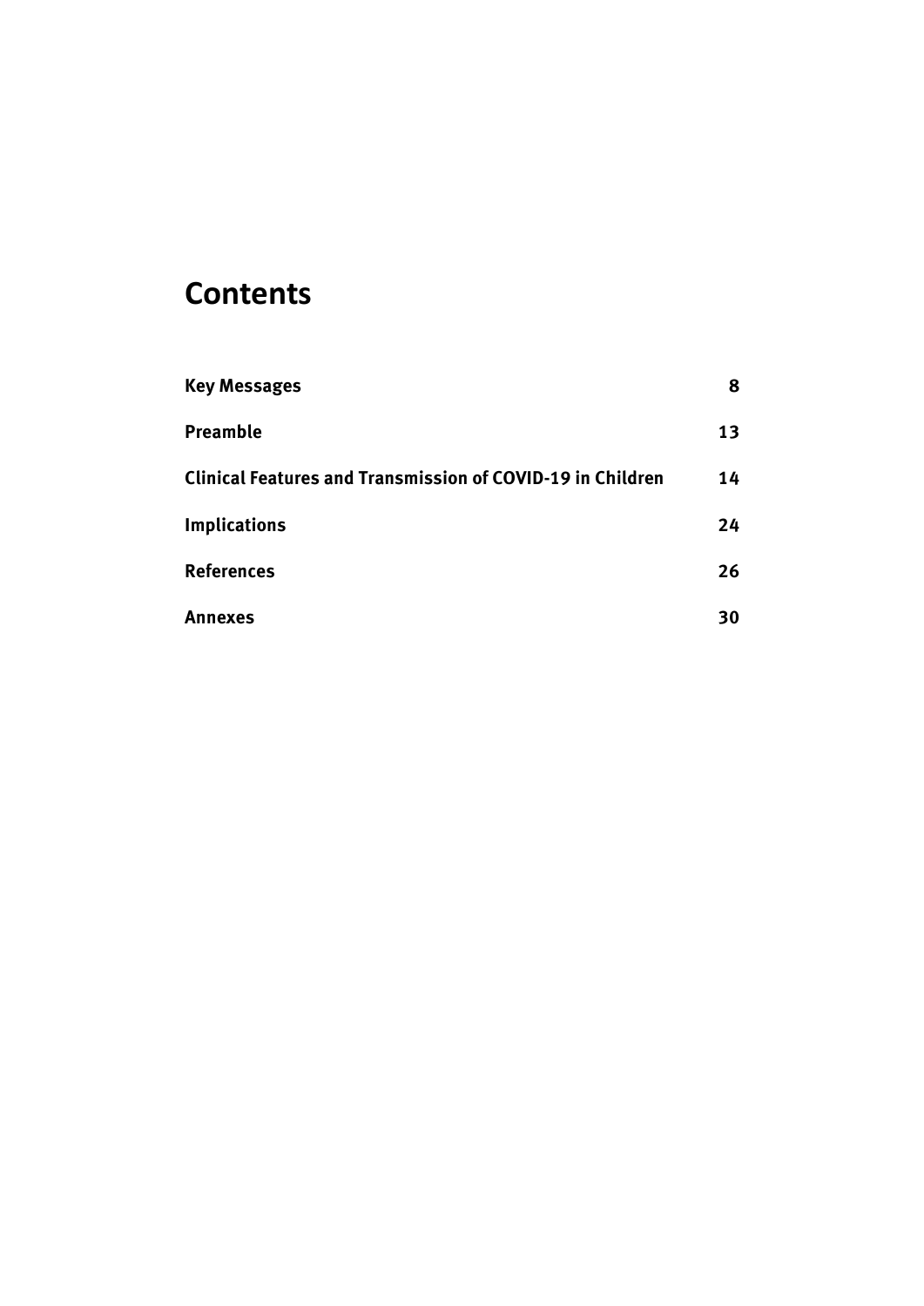# Contents

| | |
|---|---|
| **Key Messages** | **8** |
| **Preamble** | **13** |
| **Clinical Features and Transmission of COVID-19 in Children** | **14** |
| **Implications** | **24** |
| **References** | **26** |
| **Annexes** | **30** |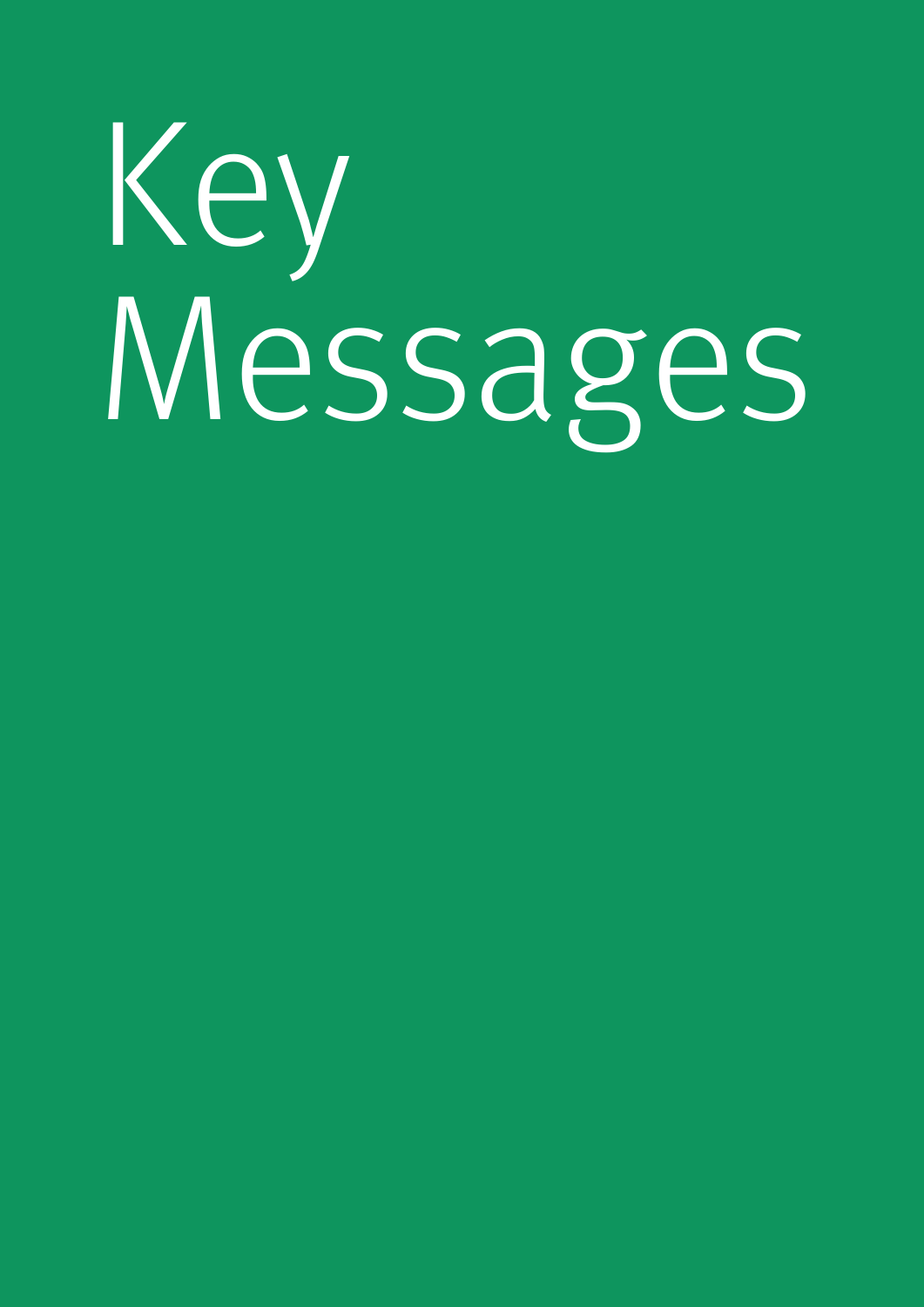# Key Messages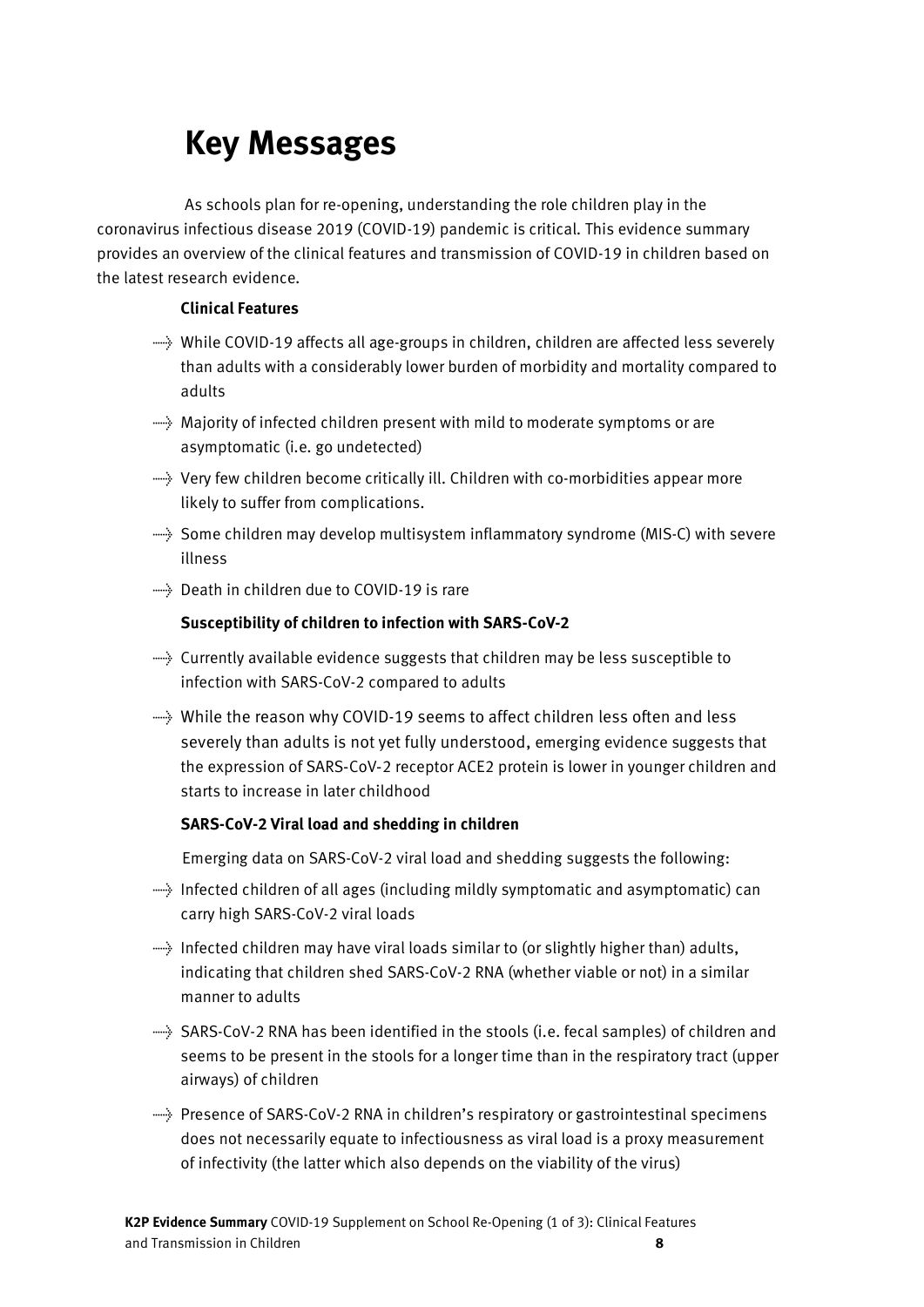# Key Messages

As schools plan for re-opening, understanding the role children play in the coronavirus infectious disease 2019 (COVID-19) pandemic is critical. This evidence summary provides an overview of the clinical features and transmission of COVID-19 in children based on the latest research evidence.

**Clinical Features**

- While COVID-19 affects all age-groups in children, children are affected less severely than adults with a considerably lower burden of morbidity and mortality compared to adults
- Majority of infected children present with mild to moderate symptoms or are asymptomatic (i.e. go undetected)
- Very few children become critically ill. Children with co-morbidities appear more likely to suffer from complications.
- Some children may develop multisystem inflammatory syndrome (MIS-C) with severe illness
- Death in children due to COVID-19 is rare

**Susceptibility of children to infection with SARS-CoV-2**

- Currently available evidence suggests that children may be less susceptible to infection with SARS-CoV-2 compared to adults
- While the reason why COVID-19 seems to affect children less often and less severely than adults is not yet fully understood, emerging evidence suggests that the expression of SARS-CoV-2 receptor ACE2 protein is lower in younger children and starts to increase in later childhood

**SARS-CoV-2 Viral load and shedding in children**

Emerging data on SARS-CoV-2 viral load and shedding suggests the following:

- Infected children of all ages (including mildly symptomatic and asymptomatic) can carry high SARS-CoV-2 viral loads
- Infected children may have viral loads similar to (or slightly higher than) adults, indicating that children shed SARS-CoV-2 RNA (whether viable or not) in a similar manner to adults
- SARS-CoV-2 RNA has been identified in the stools (i.e. fecal samples) of children and seems to be present in the stools for a longer time than in the respiratory tract (upper airways) of children
- Presence of SARS-CoV-2 RNA in children's respiratory or gastrointestinal specimens does not necessarily equate to infectiousness as viral load is a proxy measurement of infectivity (the latter which also depends on the viability of the virus)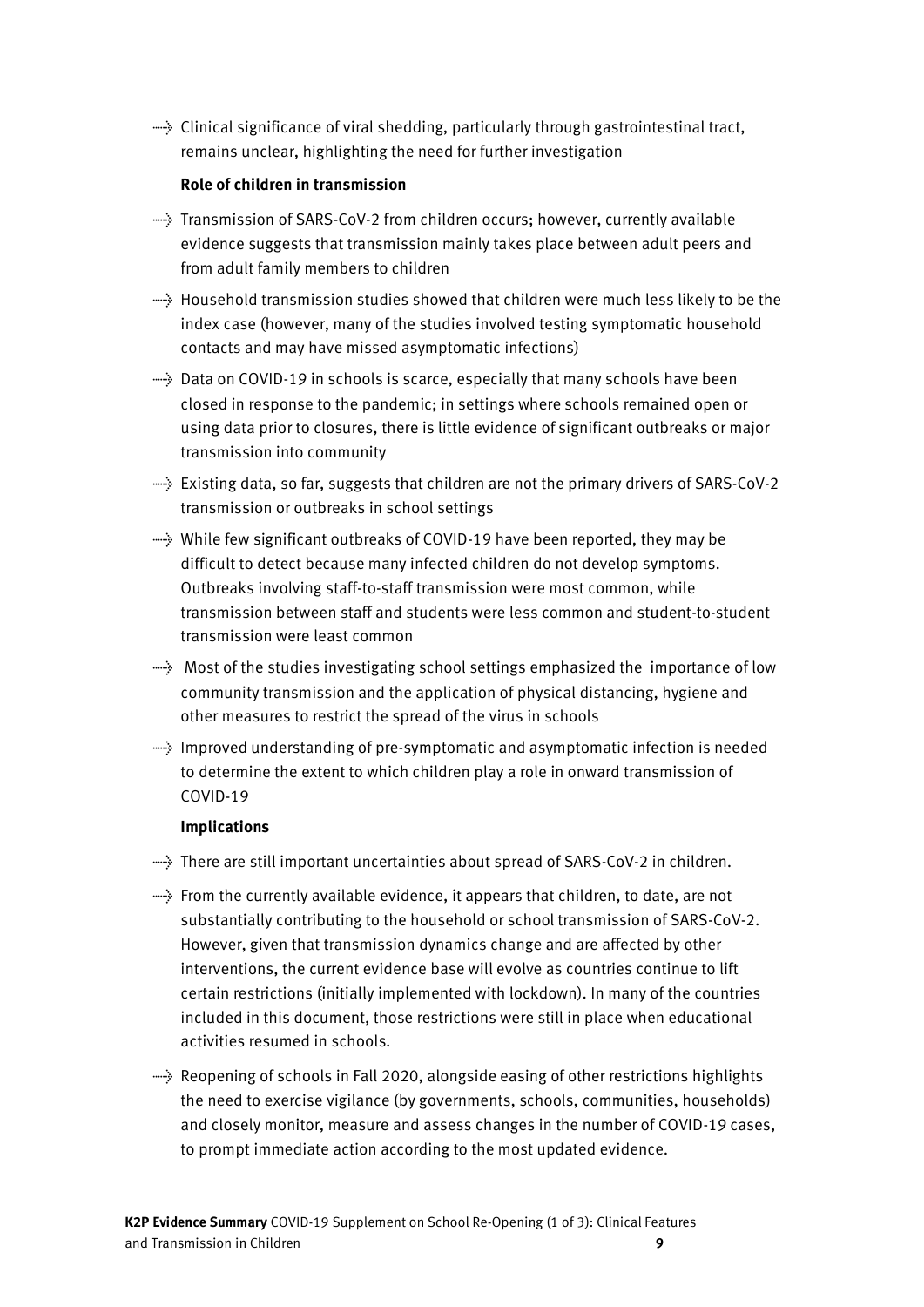- Clinical significance of viral shedding, particularly through gastrointestinal tract, remains unclear, highlighting the need for further investigation

**Role of children in transmission**

- Transmission of SARS-CoV-2 from children occurs; however, currently available evidence suggests that transmission mainly takes place between adult peers and from adult family members to children
- Household transmission studies showed that children were much less likely to be the index case (however, many of the studies involved testing symptomatic household contacts and may have missed asymptomatic infections)
- Data on COVID-19 in schools is scarce, especially that many schools have been closed in response to the pandemic; in settings where schools remained open or using data prior to closures, there is little evidence of significant outbreaks or major transmission into community
- Existing data, so far, suggests that children are not the primary drivers of SARS-CoV-2 transmission or outbreaks in school settings
- While few significant outbreaks of COVID-19 have been reported, they may be difficult to detect because many infected children do not develop symptoms. Outbreaks involving staff-to-staff transmission were most common, while transmission between staff and students were less common and student-to-student transmission were least common
- Most of the studies investigating school settings emphasized the importance of low community transmission and the application of physical distancing, hygiene and other measures to restrict the spread of the virus in schools
- Improved understanding of pre-symptomatic and asymptomatic infection is needed to determine the extent to which children play a role in onward transmission of COVID-19

**Implications**

- There are still important uncertainties about spread of SARS-CoV-2 in children.
- From the currently available evidence, it appears that children, to date, are not substantially contributing to the household or school transmission of SARS-CoV-2. However, given that transmission dynamics change and are affected by other interventions, the current evidence base will evolve as countries continue to lift certain restrictions (initially implemented with lockdown). In many of the countries included in this document, those restrictions were still in place when educational activities resumed in schools.
- Reopening of schools in Fall 2020, alongside easing of other restrictions highlights the need to exercise vigilance (by governments, schools, communities, households) and closely monitor, measure and assess changes in the number of COVID-19 cases, to prompt immediate action according to the most updated evidence.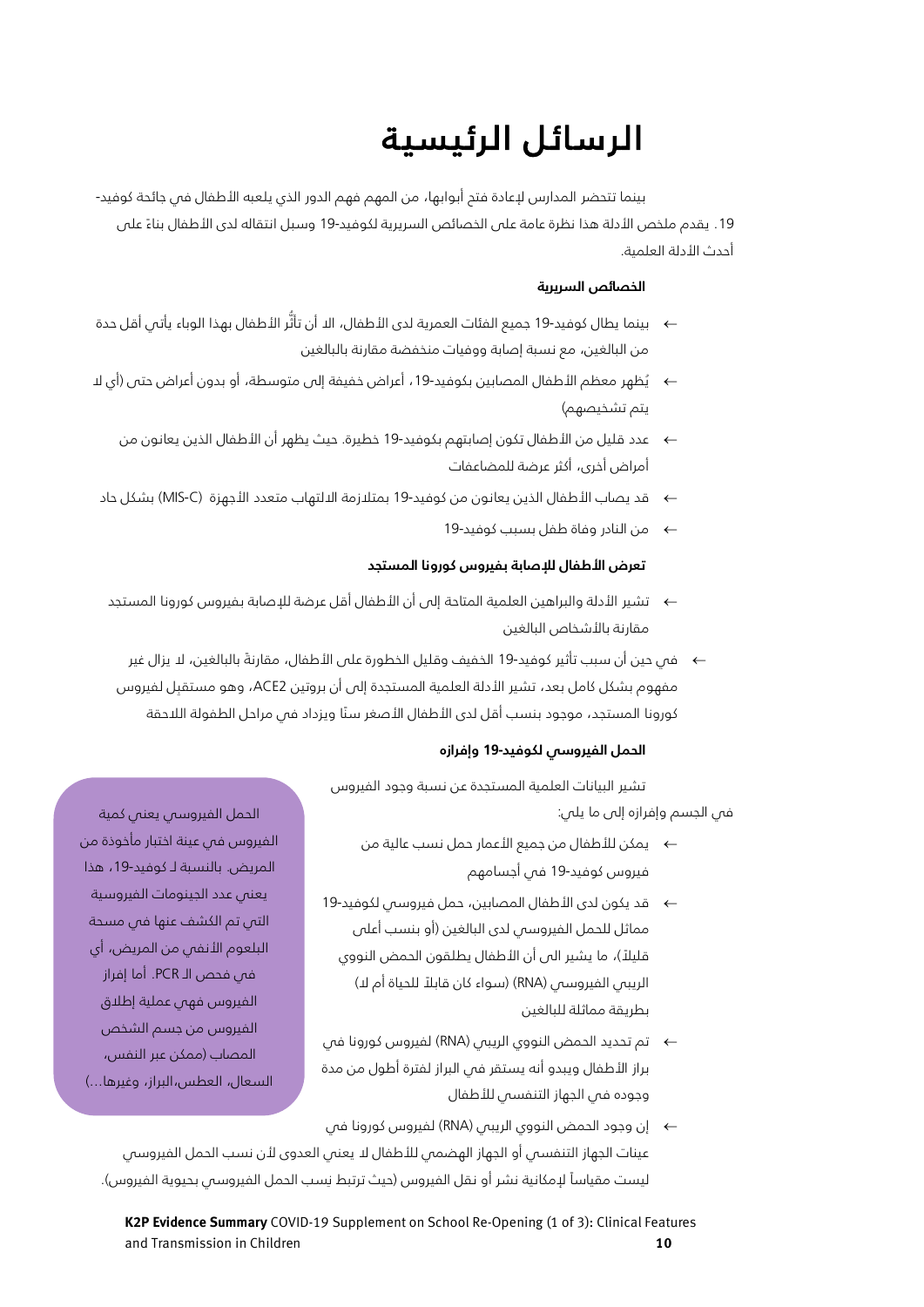# الرسائل الرئيسية

بينما تتحضر المدارس لإعادة فتح أبوابها، من المهم فهم الدور الذي يلعبه الأطفال في جائحة كوفيد-19. يقدم ملخص الأدلة هذا نظرة عامة على الخصائص السريرية لكوفيد-19 وسبل انتقاله لدى الأطفال بناءً على أحدث الأدلة العلمية.

### الخصائص السريرية

- بينما يطال كوفيد-19 جميع الفئات العمرية لدى الأطفال، الا أن تأثُّر الأطفال بهذا الوباء يأتي أقل حدة من البالغين، مع نسبة إصابة ووفيات منخفضة مقارنة بالبالغين
- يُظهر معظم الأطفال المصابين بكوفيد-19، أعراض خفيفة إلى متوسطة، أو بدون أعراض حتى (أي لا يتم تشخيصهم)
- عدد قليل من الأطفال تكون إصابتهم بكوفيد-19 خطيرة. حيث يظهر أن الأطفال الذين يعانون من أمراض أخرى، أكثر عرضة للمضاعفات
- قد يصاب الأطفال الذين يعانون من كوفيد-19 بمتلازمة الالتهاب متعدد الأجهزة (MIS-C) بشكل حاد
- من النادر وفاة طفل بسبب كوفيد-19

### تعرض الأطفال للإصابة بفيروس كورونا المستجد

- تشير الأدلة والبراهين العلمية المتاحة إلى أن الأطفال أقل عرضة للإصابة بفيروس كورونا المستجد مقارنة بالأشخاص البالغين
- في حين أن سبب تأثير كوفيد-19 الخفيف وقليل الخطورة على الأطفال، مقارنةً بالبالغين، لا يزال غير مفهوم بشكل كامل بعد، تشير الأدلة العلمية المستجدة إلى أن بروتين ACE2، وهو مستقبل لفيروس كورونا المستجد، موجود بنسب أقل لدى الأطفال الأصغر سنًا ويزداد في مراحل الطفولة اللاحقة

### الحمل الفيروسي لكوفيد-19 وإفرازه

تشير البيانات العلمية المستجدة عن نسبة وجود الفيروس في الجسم وإفرازه إلى ما يلي:

- يمكن للأطفال من جميع الأعمار حمل نسب عالية من فيروس كوفيد-19 في أجسامهم
- قد يكون لدى الأطفال المصابين، حمل فيروسي لكوفيد-19 مماثل للحمل الفيروسي لدى البالغين (أو بنسب أعلى قليلاً)، ما يشير الى أن الأطفال يطلقون الحمض النووي الريبي الفيروسي (RNA) (سواء كان قابلاً للحياة أم لا) بطريقة مماثلة للبالغين
- تم تحديد الحمض النووي الريبي (RNA) لفيروس كورونا في براز الأطفال ويبدو أنه يستقر في البراز لفترة أطول من مدة وجوده في الجهاز التنفسي للأطفال
- إن وجود الحمض النووي الريبي (RNA) لفيروس كورونا في عينات الجهاز التنفسي أو الجهاز الهضمي للأطفال لا يعني العدوى لأن نسب الحمل الفيروسي ليست مقياساً لإمكانية نشر أو نقل الفيروس (حيث ترتبط نسب الحمل الفيروسي بحيوية الفيروس).

> الحمل الفيروسي يعني كمية الفيروس في عينة اختبار مأخوذة من المريض. بالنسبة لـ كوفيد-19، هذا يعني عدد الجينومات الفيروسية التي تم الكشف عنها في مسحة البلعوم الأنفي من المريض، أي في فحص الـ PCR. أما إفراز الفيروس فهي عملية إطلاق الفيروس من جسم الشخص المصاب (ممكن عبر النفس، السعال، العطس،البراز، وغيرها...)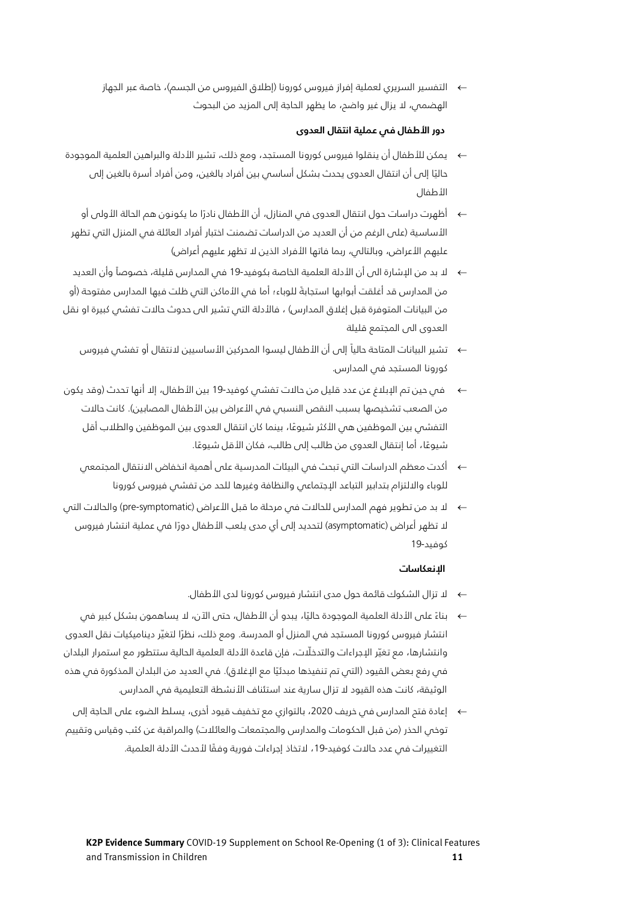- التفسير السريري لعملية إفراز فيروس كورونا (إطلاق الفيروس من الجسم)، خاصة عبر الجهاز الهضمي، لا يزال غير واضح، ما يظهر الحاجة إلى المزيد من البحوث

### دور الأطفال في عملية انتقال العدوى

- يمكن للأطفال أن ينقلوا فيروس كورونا المستجد، ومع ذلك، تشير الأدلة والبراهين العلمية الموجودة حاليًا إلى أن انتقال العدوى يحدث بشكل أساسي بين أفراد بالغين، ومن أفراد أسرة بالغين إلى الأطفال
- أظهرت دراسات حول انتقال العدوى في المنازل، أن الأطفال نادرًا ما يكونون هم الحالة الأولى أو الأساسية (على الرغم من أن العديد من الدراسات تضمنت اختبار أفراد العائلة في المنزل التي تظهر عليهم الأعراض، وبالتالي، ربما فاتها الأفراد الذين لا تظهر عليهم أعراض)
- لا بد من الإشارة الى أن الأدلة العلمية الخاصة بكوفيد-19 في المدارس قليلة، خصوصاً وأن العديد من المدارس قد أغلقت أبوابها استجابةً للوباء؛ أما في الأماكن التي ظلت فيها المدارس مفتوحة (أو من البيانات المتوفرة قبل إغلاق المدارس) ، فالأدلة التي تشير الى حدوث حالات تفشي كبيرة او نقل العدوى الى المجتمع قليلة
- تشير البيانات المتاحة حالياً إلى أن الأطفال ليسوا المحركين الأساسيين لانتقال أو تفشي فيروس كورونا المستجد في المدارس.
- في حين تم الإبلاغ عن عدد قليل من حالات تفشي كوفيد-19 بين الأطفال، إلا أنها تحدث (وقد يكون من الصعب تشخيصها بسبب النقص النسبي في الأعراض بين الأطفال المصابين). كانت حالات التفشي بين الموظفين هي الأكثر شيوعًا، بينما كان انتقال العدوى بين الموظفين والطلاب أقل شيوعًا، أما إنتقال العدوى من طالب إلى طالب، فكان الأقل شيوعًا.
- أكدت معظم الدراسات التي تبحث في البيئات المدرسية على أهمية انخفاض الانتقال المجتمعي للوباء والالتزام بتدابير التباعد الإجتماعي والنظافة وغيرها للحد من تفشي فيروس كورونا
- لا بد من تطوير فهم المدارس للحالات في مرحلة ما قبل الأعراض (pre-symptomatic) والحالات التي لا تظهر أعراض (asymptomatic) لتحديد إلى أي مدى يلعب الأطفال دورًا في عملية انتشار فيروس كوفيد-19

### الإنعكاسات

- لا تزال الشكوك قائمة حول مدى انتشار فيروس كورونا لدى الأطفال.
- بناءً على الأدلة العلمية الموجودة حاليًا، يبدو أن الأطفال، حتى الآن، لا يساهمون بشكل كبير في انتشار فيروس كورونا المستجد في المنزل أو المدرسة. ومع ذلك، نظرًا لتغيّر ديناميكيات نقل العدوى وانتشارها، مع تغيّر الإجراءات والتدخّلات، فإن قاعدة الأدلة العلمية الحالية ستتطور مع استمرار البلدان في رفع بعض القيود (التي تم تنفيذها مبدئيًا مع الإغلاق). في العديد من البلدان المذكورة في هذه الوثيقة، كانت هذه القيود لا تزال سارية عند استئناف الأنشطة التعليمية في المدارس.
- إعادة فتح المدارس في خريف 2020، بالتوازي مع تخفيف قيود أخرى، يسلط الضوء على الحاجة إلى توخي الحذر (من قبل الحكومات والمدارس والمجتمعات والعائلات) والمراقبة عن كثب وقياس وتقييم التغييرات في عدد حالات كوفيد-19، لاتخاذ إجراءات فورية وفقًا لأحدث الأدلة العلمية.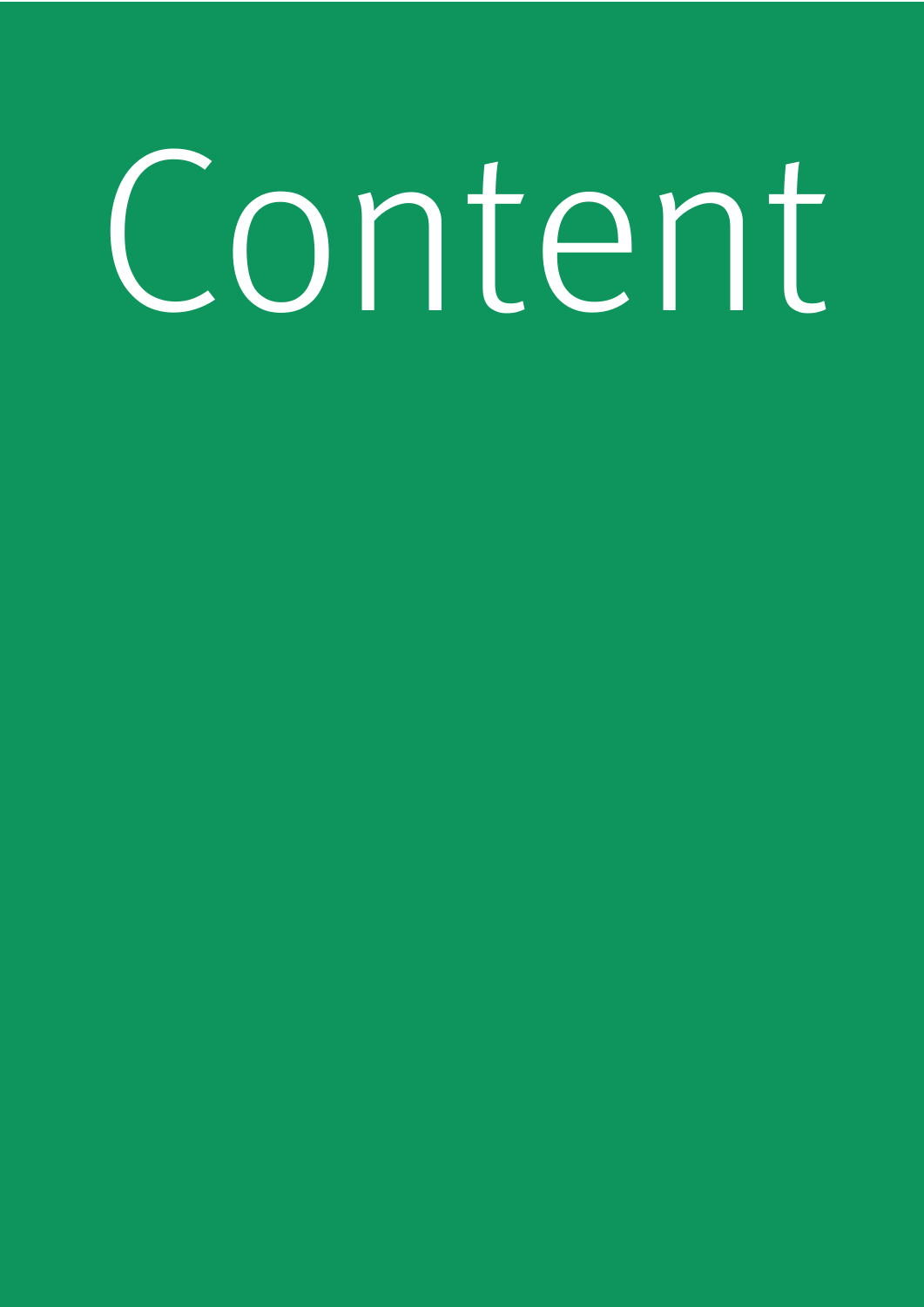# Content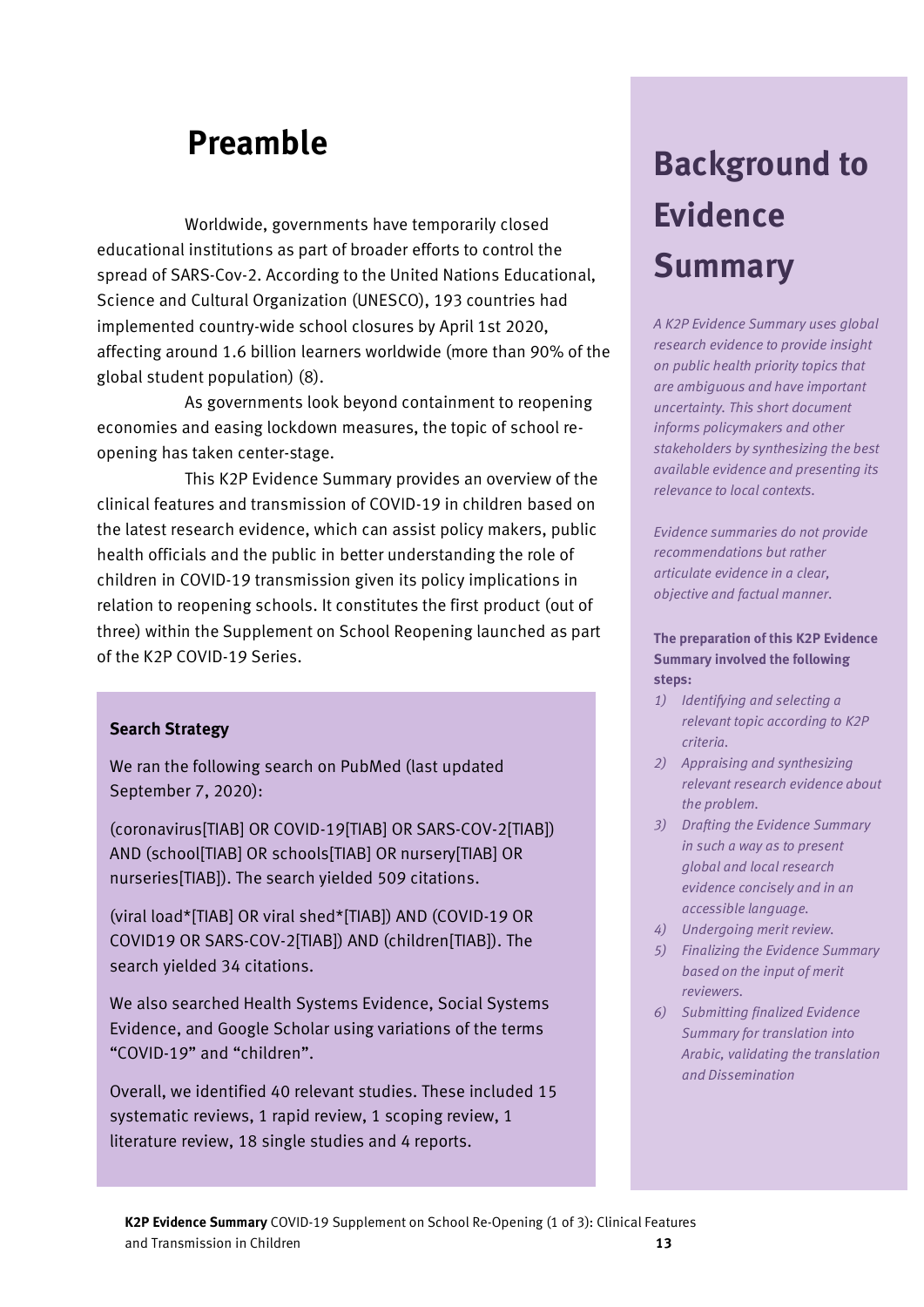# Preamble

Worldwide, governments have temporarily closed educational institutions as part of broader efforts to control the spread of SARS-Cov-2. According to the United Nations Educational, Science and Cultural Organization (UNESCO), 193 countries had implemented country-wide school closures by April 1st 2020, affecting around 1.6 billion learners worldwide (more than 90% of the global student population) (8).

As governments look beyond containment to reopening economies and easing lockdown measures, the topic of school re-opening has taken center-stage.

This K2P Evidence Summary provides an overview of the clinical features and transmission of COVID-19 in children based on the latest research evidence, which can assist policy makers, public health officials and the public in better understanding the role of children in COVID-19 transmission given its policy implications in relation to reopening schools. It constitutes the first product (out of three) within the Supplement on School Reopening launched as part of the K2P COVID-19 Series.

**Search Strategy**

We ran the following search on PubMed (last updated September 7, 2020):

(coronavirus[TIAB] OR COVID-19[TIAB] OR SARS-COV-2[TIAB]) AND (school[TIAB] OR schools[TIAB] OR nursery[TIAB] OR nurseries[TIAB]). The search yielded 509 citations.

(viral load*[TIAB] OR viral shed*[TIAB]) AND (COVID-19 OR COVID19 OR SARS-COV-2[TIAB]) AND (children[TIAB]). The search yielded 34 citations.

We also searched Health Systems Evidence, Social Systems Evidence, and Google Scholar using variations of the terms "COVID-19" and "children".

Overall, we identified 40 relevant studies. These included 15 systematic reviews, 1 rapid review, 1 scoping review, 1 literature review, 18 single studies and 4 reports.

## Background to Evidence Summary

*A K2P Evidence Summary uses global research evidence to provide insight on public health priority topics that are ambiguous and have important uncertainty. This short document informs policymakers and other stakeholders by synthesizing the best available evidence and presenting its relevance to local contexts.*

*Evidence summaries do not provide recommendations but rather articulate evidence in a clear, objective and factual manner.*

**The preparation of this K2P Evidence Summary involved the following steps:**

1) *Identifying and selecting a relevant topic according to K2P criteria.*
2) *Appraising and synthesizing relevant research evidence about the problem.*
3) *Drafting the Evidence Summary in such a way as to present global and local research evidence concisely and in an accessible language.*
4) *Undergoing merit review.*
5) *Finalizing the Evidence Summary based on the input of merit reviewers.*
6) *Submitting finalized Evidence Summary for translation into Arabic, validating the translation and Dissemination*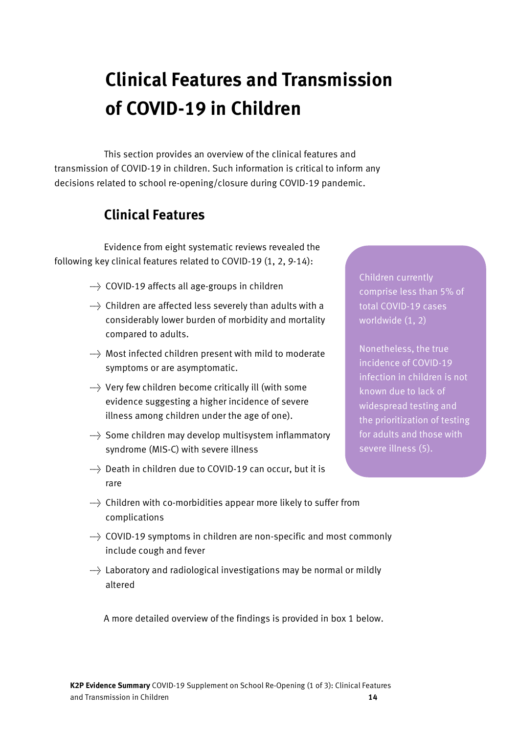# Clinical Features and Transmission of COVID-19 in Children

This section provides an overview of the clinical features and transmission of COVID-19 in children. Such information is critical to inform any decisions related to school re-opening/closure during COVID-19 pandemic.

## Clinical Features

Evidence from eight systematic reviews revealed the following key clinical features related to COVID-19 (1, 2, 9-14):

- COVID-19 affects all age-groups in children
- Children are affected less severely than adults with a considerably lower burden of morbidity and mortality compared to adults.
- Most infected children present with mild to moderate symptoms or are asymptomatic.
- Very few children become critically ill (with some evidence suggesting a higher incidence of severe illness among children under the age of one).
- Some children may develop multisystem inflammatory syndrome (MIS-C) with severe illness
- Death in children due to COVID-19 can occur, but it is rare
- Children with co-morbidities appear more likely to suffer from complications
- COVID-19 symptoms in children are non-specific and most commonly include cough and fever
- Laboratory and radiological investigations may be normal or mildly altered

> Children currently comprise less than 5% of total COVID-19 cases worldwide (1, 2)
>
> Nonetheless, the true incidence of COVID-19 infection in children is not known due to lack of widespread testing and the prioritization of testing for adults and those with severe illness (5).

A more detailed overview of the findings is provided in box 1 below.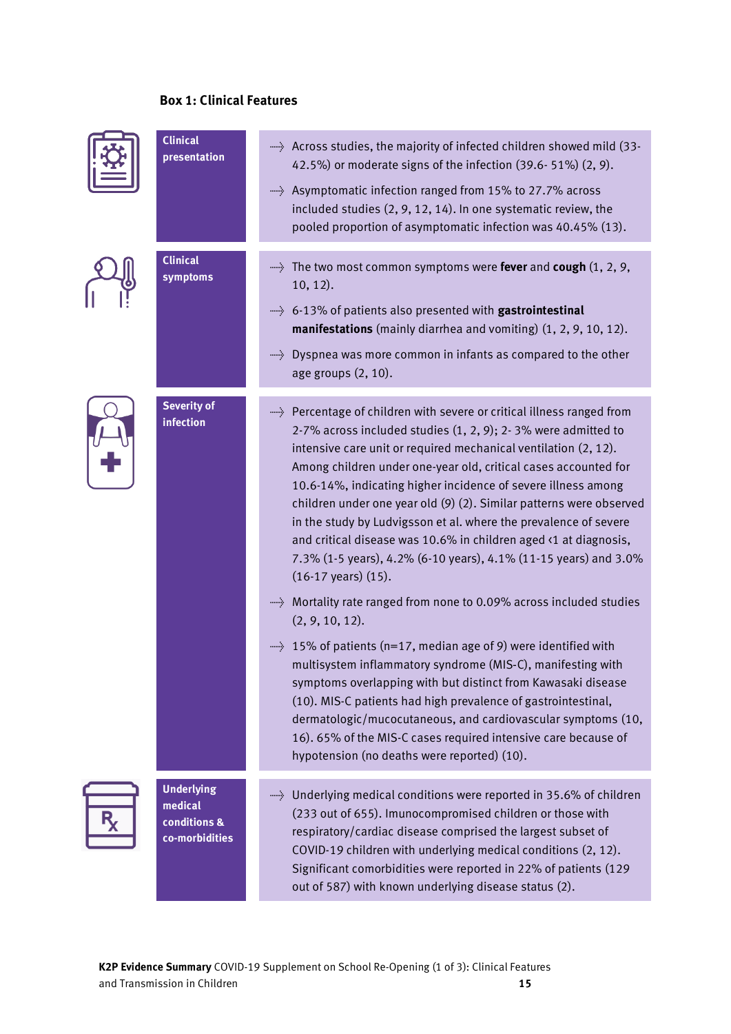### Box 1: Clinical Features

| | |
|---|---|
| **Clinical presentation** | Across studies, the majority of infected children showed mild (33-42.5%) or moderate signs of the infection (39.6- 51%) (2, 9).<br><br>Asymptomatic infection ranged from 15% to 27.7% across included studies (2, 9, 12, 14). In one systematic review, the pooled proportion of asymptomatic infection was 40.45% (13). |
| **Clinical symptoms** | The two most common symptoms were **fever** and **cough** (1, 2, 9, 10, 12).<br><br>6-13% of patients also presented with **gastrointestinal manifestations** (mainly diarrhea and vomiting) (1, 2, 9, 10, 12).<br><br>Dyspnea was more common in infants as compared to the other age groups (2, 10). |
| **Severity of infection** | Percentage of children with severe or critical illness ranged from 2-7% across included studies (1, 2, 9); 2- 3% were admitted to intensive care unit or required mechanical ventilation (2, 12). Among children under one-year old, critical cases accounted for 10.6-14%, indicating higher incidence of severe illness among children under one year old (9) (2). Similar patterns were observed in the study by Ludvigsson et al. where the prevalence of severe and critical disease was 10.6% in children aged <1 at diagnosis, 7.3% (1-5 years), 4.2% (6-10 years), 4.1% (11-15 years) and 3.0% (16-17 years) (15).<br><br>Mortality rate ranged from none to 0.09% across included studies (2, 9, 10, 12).<br><br>15% of patients (n=17, median age of 9) were identified with multisystem inflammatory syndrome (MIS-C), manifesting with symptoms overlapping with but distinct from Kawasaki disease (10). MIS-C patients had high prevalence of gastrointestinal, dermatologic/mucocutaneous, and cardiovascular symptoms (10, 16). 65% of the MIS-C cases required intensive care because of hypotension (no deaths were reported) (10). |
| **Underlying medical conditions & co-morbidities** | Underlying medical conditions were reported in 35.6% of children (233 out of 655). Imunocompromised children or those with respiratory/cardiac disease comprised the largest subset of COVID-19 children with underlying medical conditions (2, 12). Significant comorbidities were reported in 22% of patients (129 out of 587) with known underlying disease status (2). |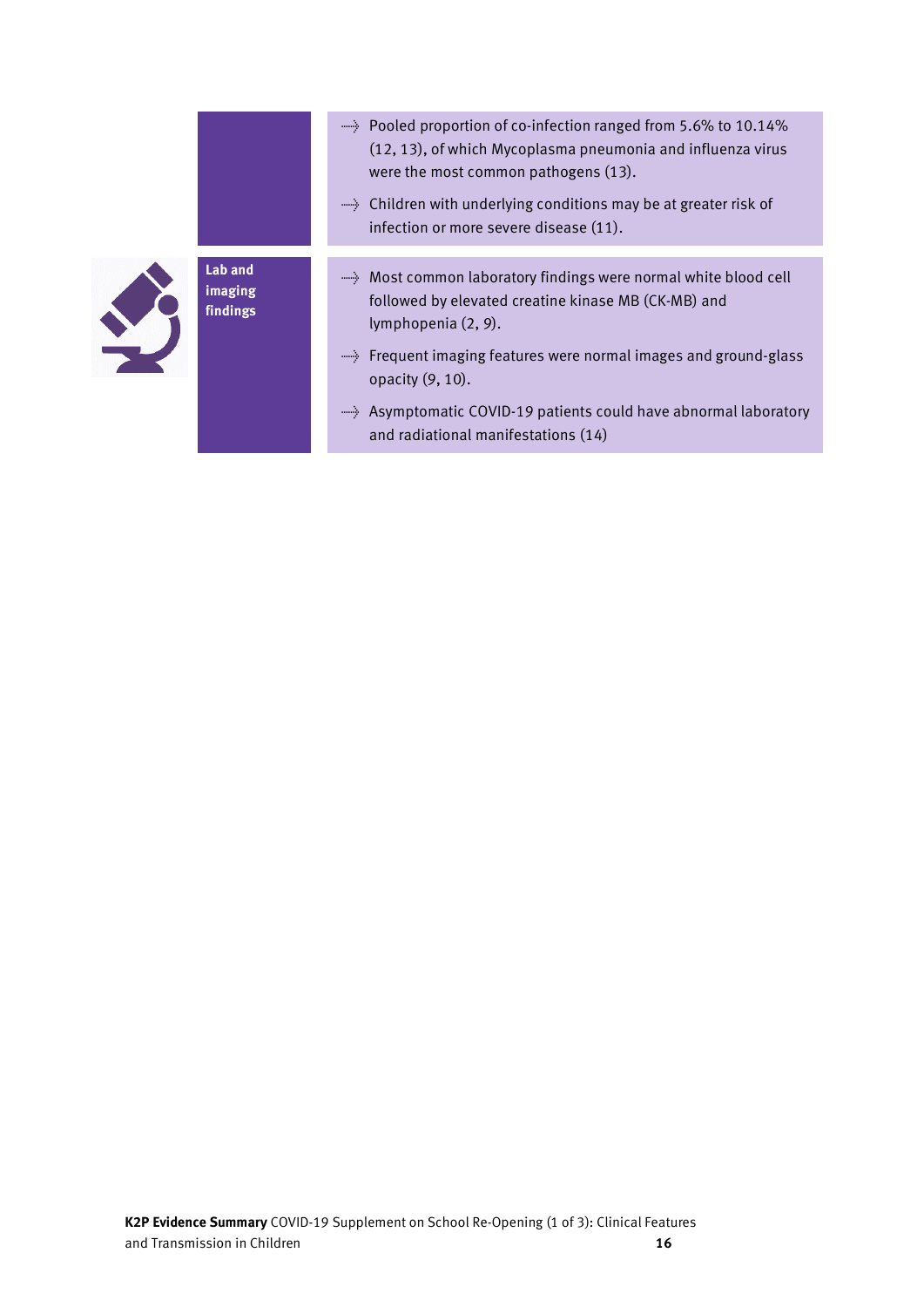| | |
|---|---|
| | - Pooled proportion of co-infection ranged from 5.6% to 10.14% (12, 13), of which Mycoplasma pneumonia and influenza virus were the most common pathogens (13).<br>- Children with underlying conditions may be at greater risk of infection or more severe disease (11). |
| **Lab and imaging findings** | - Most common laboratory findings were normal white blood cell followed by elevated creatine kinase MB (CK-MB) and lymphopenia (2, 9).<br>- Frequent imaging features were normal images and ground-glass opacity (9, 10).<br>- Asymptomatic COVID-19 patients could have abnormal laboratory and radiational manifestations (14) |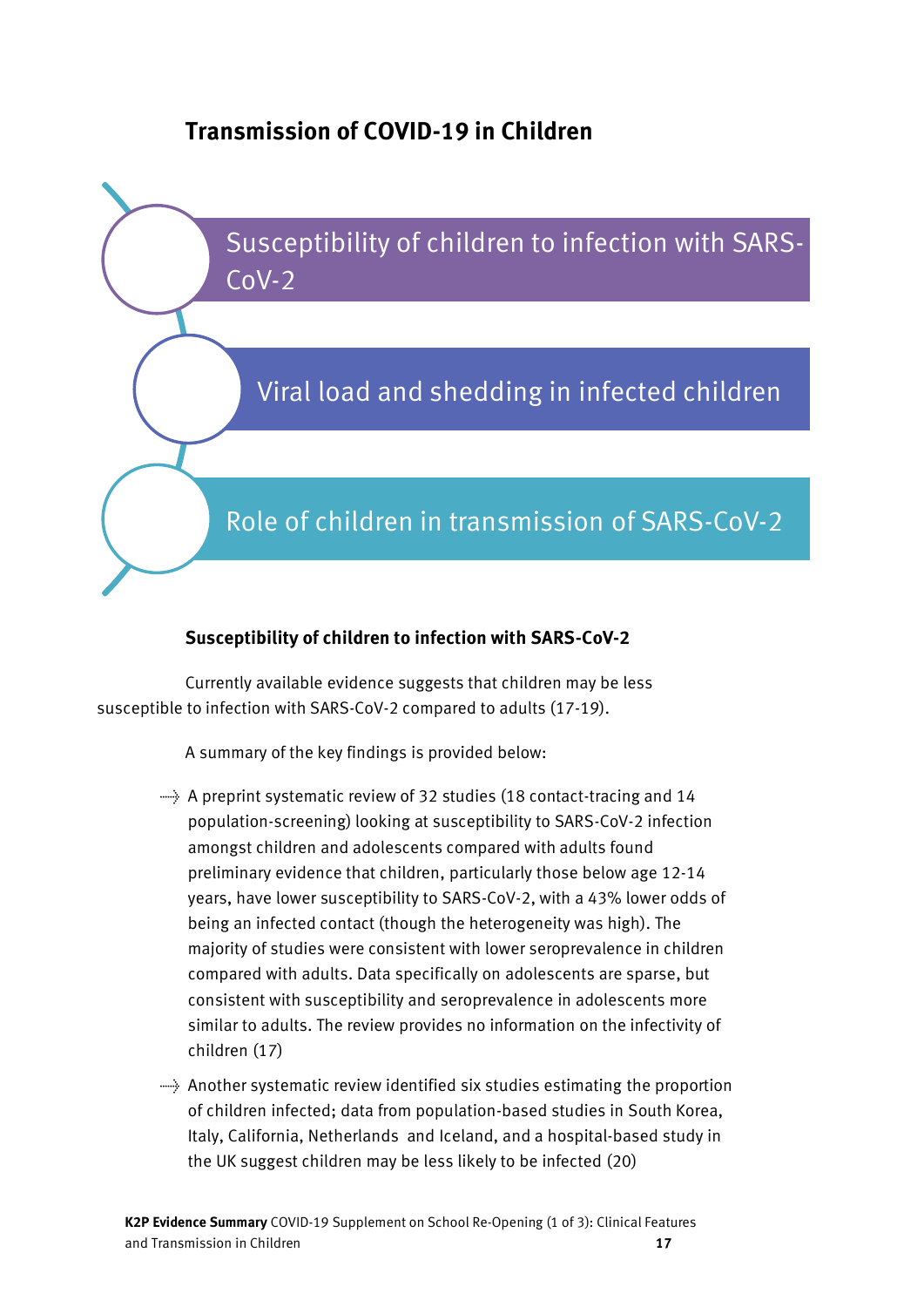## Transmission of COVID-19 in Children

- Susceptibility of children to infection with SARS-CoV-2
- Viral load and shedding in infected children
- Role of children in transmission of SARS-CoV-2

### Susceptibility of children to infection with SARS-CoV-2

Currently available evidence suggests that children may be less susceptible to infection with SARS-CoV-2 compared to adults (17-19).

A summary of the key findings is provided below:

- A preprint systematic review of 32 studies (18 contact-tracing and 14 population-screening) looking at susceptibility to SARS-CoV-2 infection amongst children and adolescents compared with adults found preliminary evidence that children, particularly those below age 12-14 years, have lower susceptibility to SARS-CoV-2, with a 43% lower odds of being an infected contact (though the heterogeneity was high). The majority of studies were consistent with lower seroprevalence in children compared with adults. Data specifically on adolescents are sparse, but consistent with susceptibility and seroprevalence in adolescents more similar to adults. The review provides no information on the infectivity of children (17)
- Another systematic review identified six studies estimating the proportion of children infected; data from population-based studies in South Korea, Italy, California, Netherlands and Iceland, and a hospital-based study in the UK suggest children may be less likely to be infected (20)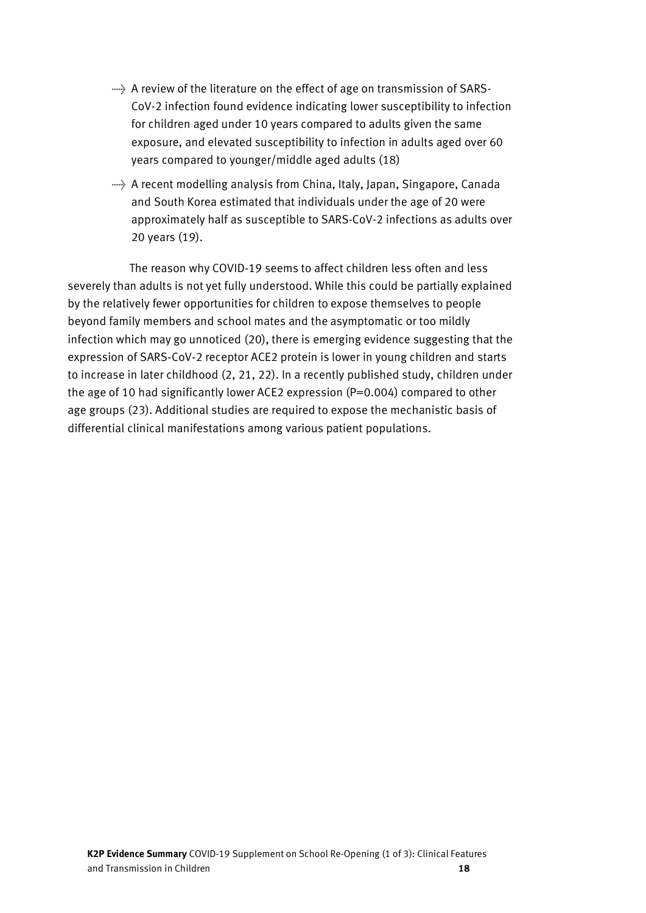- A review of the literature on the effect of age on transmission of SARS-CoV-2 infection found evidence indicating lower susceptibility to infection for children aged under 10 years compared to adults given the same exposure, and elevated susceptibility to infection in adults aged over 60 years compared to younger/middle aged adults (18)
- A recent modelling analysis from China, Italy, Japan, Singapore, Canada and South Korea estimated that individuals under the age of 20 were approximately half as susceptible to SARS-CoV-2 infections as adults over 20 years (19).

The reason why COVID-19 seems to affect children less often and less severely than adults is not yet fully understood. While this could be partially explained by the relatively fewer opportunities for children to expose themselves to people beyond family members and school mates and the asymptomatic or too mildly infection which may go unnoticed (20), there is emerging evidence suggesting that the expression of SARS-CoV-2 receptor ACE2 protein is lower in young children and starts to increase in later childhood (2, 21, 22). In a recently published study, children under the age of 10 had significantly lower ACE2 expression ($P=0.004$) compared to other age groups (23). Additional studies are required to expose the mechanistic basis of differential clinical manifestations among various patient populations.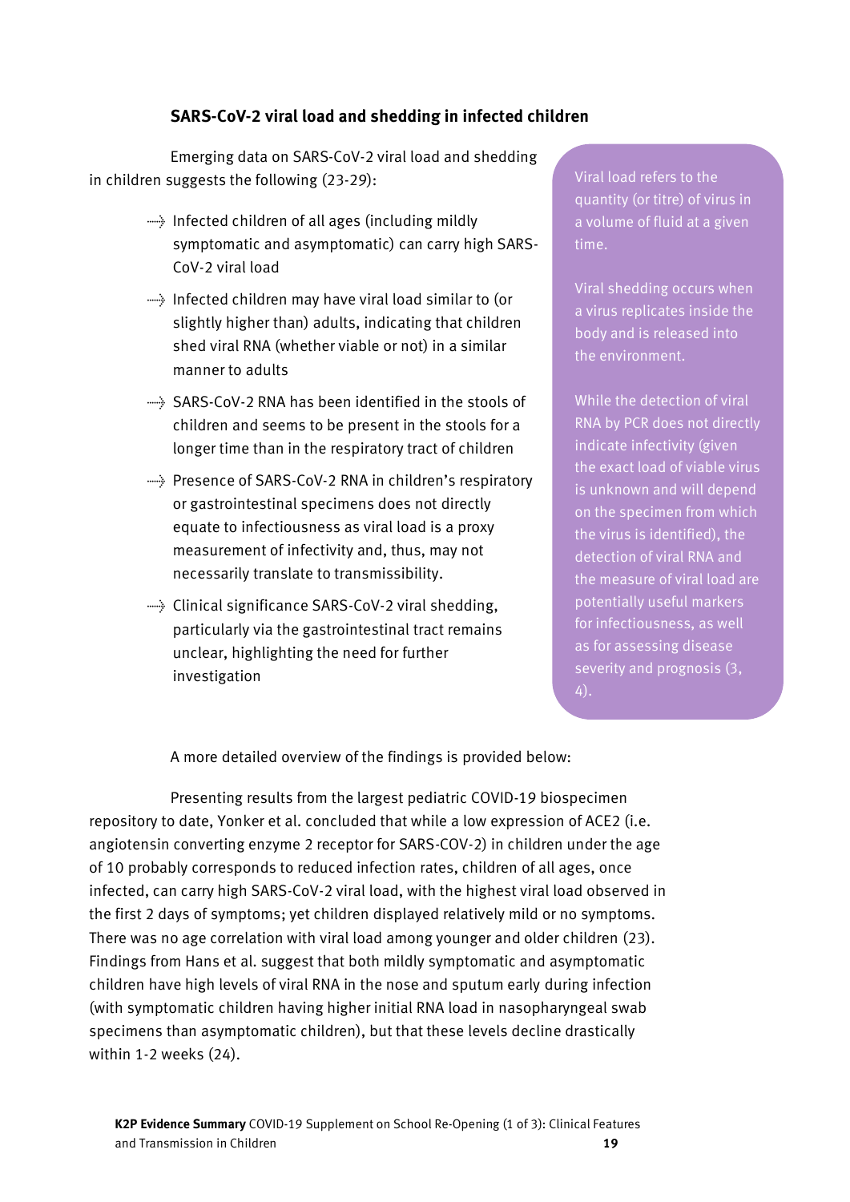### SARS-CoV-2 viral load and shedding in infected children

Emerging data on SARS-CoV-2 viral load and shedding in children suggests the following (23-29):

- Infected children of all ages (including mildly symptomatic and asymptomatic) can carry high SARS-CoV-2 viral load
- Infected children may have viral load similar to (or slightly higher than) adults, indicating that children shed viral RNA (whether viable or not) in a similar manner to adults
- SARS-CoV-2 RNA has been identified in the stools of children and seems to be present in the stools for a longer time than in the respiratory tract of children
- Presence of SARS-CoV-2 RNA in children's respiratory or gastrointestinal specimens does not directly equate to infectiousness as viral load is a proxy measurement of infectivity and, thus, may not necessarily translate to transmissibility.
- Clinical significance SARS-CoV-2 viral shedding, particularly via the gastrointestinal tract remains unclear, highlighting the need for further investigation

> Viral load refers to the quantity (or titre) of virus in a volume of fluid at a given time.
>
> Viral shedding occurs when a virus replicates inside the body and is released into the environment.
>
> While the detection of viral RNA by PCR does not directly indicate infectivity (given the exact load of viable virus is unknown and will depend on the specimen from which the virus is identified), the detection of viral RNA and the measure of viral load are potentially useful markers for infectiousness, as well as for assessing disease severity and prognosis (3, 4).

A more detailed overview of the findings is provided below:

Presenting results from the largest pediatric COVID-19 biospecimen repository to date, Yonker et al. concluded that while a low expression of ACE2 (i.e. angiotensin converting enzyme 2 receptor for SARS-COV-2) in children under the age of 10 probably corresponds to reduced infection rates, children of all ages, once infected, can carry high SARS-CoV-2 viral load, with the highest viral load observed in the first 2 days of symptoms; yet children displayed relatively mild or no symptoms. There was no age correlation with viral load among younger and older children (23). Findings from Hans et al. suggest that both mildly symptomatic and asymptomatic children have high levels of viral RNA in the nose and sputum early during infection (with symptomatic children having higher initial RNA load in nasopharyngeal swab specimens than asymptomatic children), but that these levels decline drastically within 1-2 weeks (24).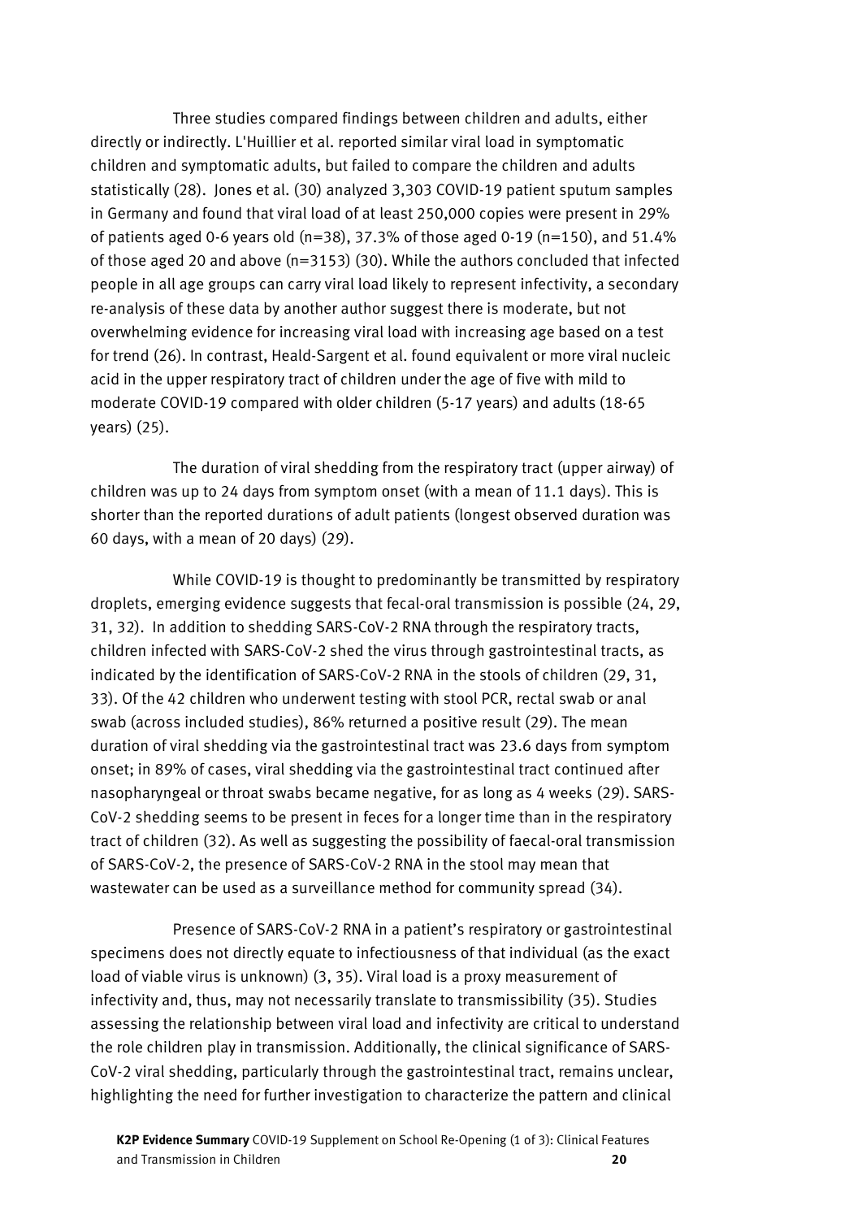Three studies compared findings between children and adults, either directly or indirectly. L'Huillier et al. reported similar viral load in symptomatic children and symptomatic adults, but failed to compare the children and adults statistically (28). Jones et al. (30) analyzed 3,303 COVID-19 patient sputum samples in Germany and found that viral load of at least 250,000 copies were present in 29% of patients aged 0-6 years old (n=38), 37.3% of those aged 0-19 (n=150), and 51.4% of those aged 20 and above (n=3153) (30). While the authors concluded that infected people in all age groups can carry viral load likely to represent infectivity, a secondary re-analysis of these data by another author suggest there is moderate, but not overwhelming evidence for increasing viral load with increasing age based on a test for trend (26). In contrast, Heald-Sargent et al. found equivalent or more viral nucleic acid in the upper respiratory tract of children under the age of five with mild to moderate COVID-19 compared with older children (5-17 years) and adults (18-65 years) (25).

The duration of viral shedding from the respiratory tract (upper airway) of children was up to 24 days from symptom onset (with a mean of 11.1 days). This is shorter than the reported durations of adult patients (longest observed duration was 60 days, with a mean of 20 days) (29).

While COVID-19 is thought to predominantly be transmitted by respiratory droplets, emerging evidence suggests that fecal-oral transmission is possible (24, 29, 31, 32). In addition to shedding SARS-CoV-2 RNA through the respiratory tracts, children infected with SARS-CoV-2 shed the virus through gastrointestinal tracts, as indicated by the identification of SARS-CoV-2 RNA in the stools of children (29, 31, 33). Of the 42 children who underwent testing with stool PCR, rectal swab or anal swab (across included studies), 86% returned a positive result (29). The mean duration of viral shedding via the gastrointestinal tract was 23.6 days from symptom onset; in 89% of cases, viral shedding via the gastrointestinal tract continued after nasopharyngeal or throat swabs became negative, for as long as 4 weeks (29). SARS-CoV-2 shedding seems to be present in feces for a longer time than in the respiratory tract of children (32). As well as suggesting the possibility of faecal-oral transmission of SARS-CoV-2, the presence of SARS-CoV-2 RNA in the stool may mean that wastewater can be used as a surveillance method for community spread (34).

Presence of SARS-CoV-2 RNA in a patient's respiratory or gastrointestinal specimens does not directly equate to infectiousness of that individual (as the exact load of viable virus is unknown) (3, 35). Viral load is a proxy measurement of infectivity and, thus, may not necessarily translate to transmissibility (35). Studies assessing the relationship between viral load and infectivity are critical to understand the role children play in transmission. Additionally, the clinical significance of SARS-CoV-2 viral shedding, particularly through the gastrointestinal tract, remains unclear, highlighting the need for further investigation to characterize the pattern and clinical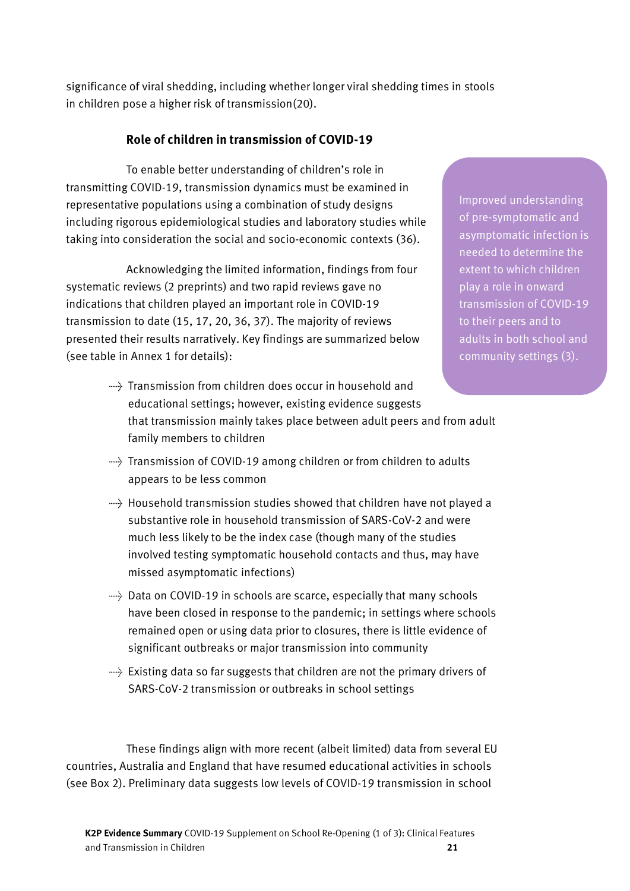significance of viral shedding, including whether longer viral shedding times in stools in children pose a higher risk of transmission(20).

### Role of children in transmission of COVID-19

To enable better understanding of children's role in transmitting COVID-19, transmission dynamics must be examined in representative populations using a combination of study designs including rigorous epidemiological studies and laboratory studies while taking into consideration the social and socio-economic contexts (36).

> Improved understanding of pre-symptomatic and asymptomatic infection is needed to determine the extent to which children play a role in onward transmission of COVID-19 to their peers and to adults in both school and community settings (3).

Acknowledging the limited information, findings from four systematic reviews (2 preprints) and two rapid reviews gave no indications that children played an important role in COVID-19 transmission to date (15, 17, 20, 36, 37). The majority of reviews presented their results narratively. Key findings are summarized below (see table in Annex 1 for details):

- Transmission from children does occur in household and educational settings; however, existing evidence suggests that transmission mainly takes place between adult peers and from adult family members to children
- Transmission of COVID-19 among children or from children to adults appears to be less common
- Household transmission studies showed that children have not played a substantive role in household transmission of SARS-CoV-2 and were much less likely to be the index case (though many of the studies involved testing symptomatic household contacts and thus, may have missed asymptomatic infections)
- Data on COVID-19 in schools are scarce, especially that many schools have been closed in response to the pandemic; in settings where schools remained open or using data prior to closures, there is little evidence of significant outbreaks or major transmission into community
- Existing data so far suggests that children are not the primary drivers of SARS-CoV-2 transmission or outbreaks in school settings

These findings align with more recent (albeit limited) data from several EU countries, Australia and England that have resumed educational activities in schools (see Box 2). Preliminary data suggests low levels of COVID-19 transmission in school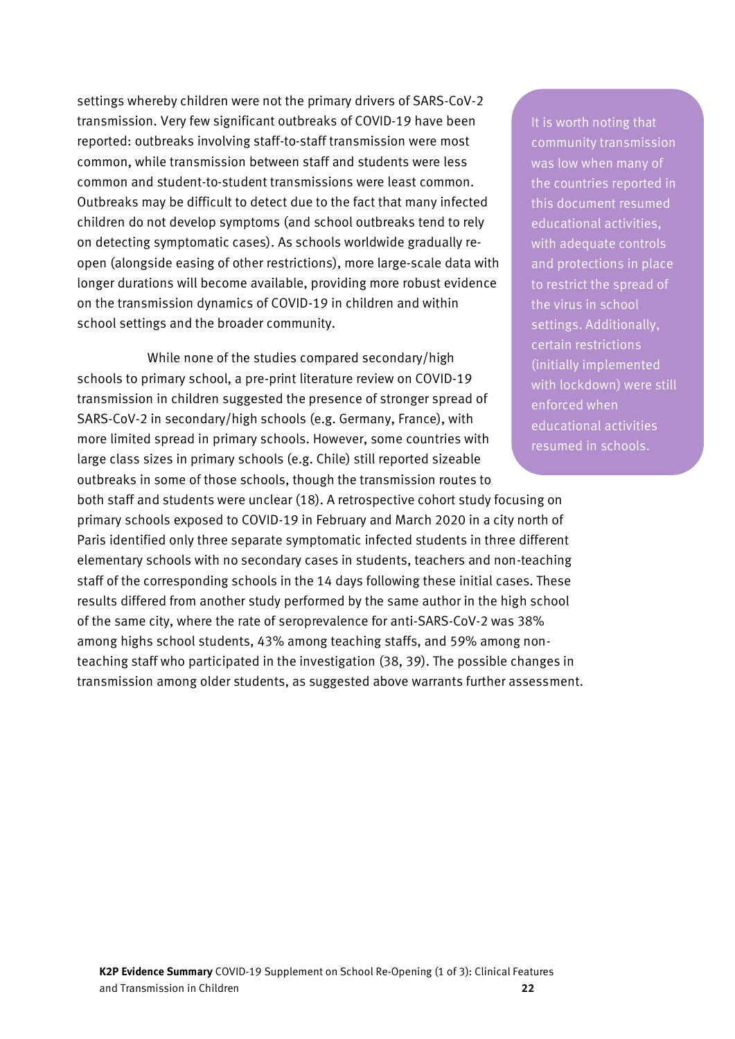settings whereby children were not the primary drivers of SARS-CoV-2 transmission. Very few significant outbreaks of COVID-19 have been reported: outbreaks involving staff-to-staff transmission were most common, while transmission between staff and students were less common and student-to-student transmissions were least common. Outbreaks may be difficult to detect due to the fact that many infected children do not develop symptoms (and school outbreaks tend to rely on detecting symptomatic cases). As schools worldwide gradually re-open (alongside easing of other restrictions), more large-scale data with longer durations will become available, providing more robust evidence on the transmission dynamics of COVID-19 in children and within school settings and the broader community.

While none of the studies compared secondary/high schools to primary school, a pre-print literature review on COVID-19 transmission in children suggested the presence of stronger spread of SARS-CoV-2 in secondary/high schools (e.g. Germany, France), with more limited spread in primary schools. However, some countries with large class sizes in primary schools (e.g. Chile) still reported sizeable outbreaks in some of those schools, though the transmission routes to both staff and students were unclear (18). A retrospective cohort study focusing on primary schools exposed to COVID-19 in February and March 2020 in a city north of Paris identified only three separate symptomatic infected students in three different elementary schools with no secondary cases in students, teachers and non-teaching staff of the corresponding schools in the 14 days following these initial cases. These results differed from another study performed by the same author in the high school of the same city, where the rate of seroprevalence for anti-SARS-CoV-2 was 38% among highs school students, 43% among teaching staffs, and 59% among non-teaching staff who participated in the investigation (38, 39). The possible changes in transmission among older students, as suggested above warrants further assessment.

> It is worth noting that community transmission was low when many of the countries reported in this document resumed educational activities, with adequate controls and protections in place to restrict the spread of the virus in school settings. Additionally, certain restrictions (initially implemented with lockdown) were still enforced when educational activities resumed in schools.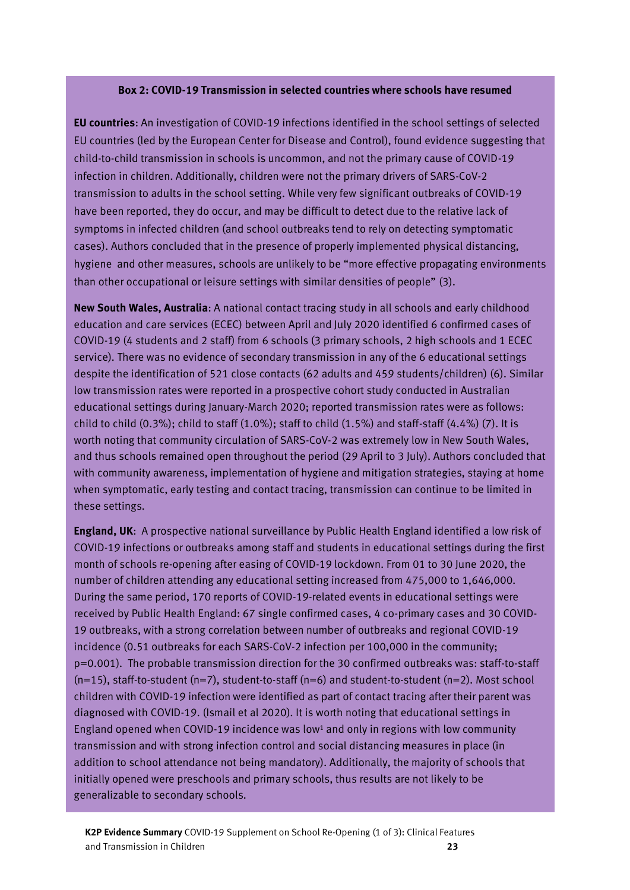**Box 2: COVID-19 Transmission in selected countries where schools have resumed**

**EU countries**: An investigation of COVID-19 infections identified in the school settings of selected EU countries (led by the European Center for Disease and Control), found evidence suggesting that child-to-child transmission in schools is uncommon, and not the primary cause of COVID-19 infection in children. Additionally, children were not the primary drivers of SARS-CoV-2 transmission to adults in the school setting. While very few significant outbreaks of COVID-19 have been reported, they do occur, and may be difficult to detect due to the relative lack of symptoms in infected children (and school outbreaks tend to rely on detecting symptomatic cases). Authors concluded that in the presence of properly implemented physical distancing, hygiene and other measures, schools are unlikely to be "more effective propagating environments than other occupational or leisure settings with similar densities of people" (3).

**New South Wales, Australia**: A national contact tracing study in all schools and early childhood education and care services (ECEC) between April and July 2020 identified 6 confirmed cases of COVID-19 (4 students and 2 staff) from 6 schools (3 primary schools, 2 high schools and 1 ECEC service). There was no evidence of secondary transmission in any of the 6 educational settings despite the identification of 521 close contacts (62 adults and 459 students/children) (6). Similar low transmission rates were reported in a prospective cohort study conducted in Australian educational settings during January-March 2020; reported transmission rates were as follows: child to child (0.3%); child to staff (1.0%); staff to child (1.5%) and staff-staff (4.4%) (7). It is worth noting that community circulation of SARS-CoV-2 was extremely low in New South Wales, and thus schools remained open throughout the period (29 April to 3 July). Authors concluded that with community awareness, implementation of hygiene and mitigation strategies, staying at home when symptomatic, early testing and contact tracing, transmission can continue to be limited in these settings.

**England, UK**: A prospective national surveillance by Public Health England identified a low risk of COVID-19 infections or outbreaks among staff and students in educational settings during the first month of schools re-opening after easing of COVID-19 lockdown. From 01 to 30 June 2020, the number of children attending any educational setting increased from 475,000 to 1,646,000. During the same period, 170 reports of COVID-19-related events in educational settings were received by Public Health England: 67 single confirmed cases, 4 co-primary cases and 30 COVID-19 outbreaks, with a strong correlation between number of outbreaks and regional COVID-19 incidence (0.51 outbreaks for each SARS-CoV-2 infection per 100,000 in the community; $p=0.001$). The probable transmission direction for the 30 confirmed outbreaks was: staff-to-staff ($n=15$), staff-to-student ($n=7$), student-to-staff ($n=6$) and student-to-student ($n=2$). Most school children with COVID-19 infection were identified as part of contact tracing after their parent was diagnosed with COVID-19. (Ismail et al 2020). It is worth noting that educational settings in England opened when COVID-19 incidence was low[1] and only in regions with low community transmission and with strong infection control and social distancing measures in place (in addition to school attendance not being mandatory). Additionally, the majority of schools that initially opened were preschools and primary schools, thus results are not likely to be generalizable to secondary schools.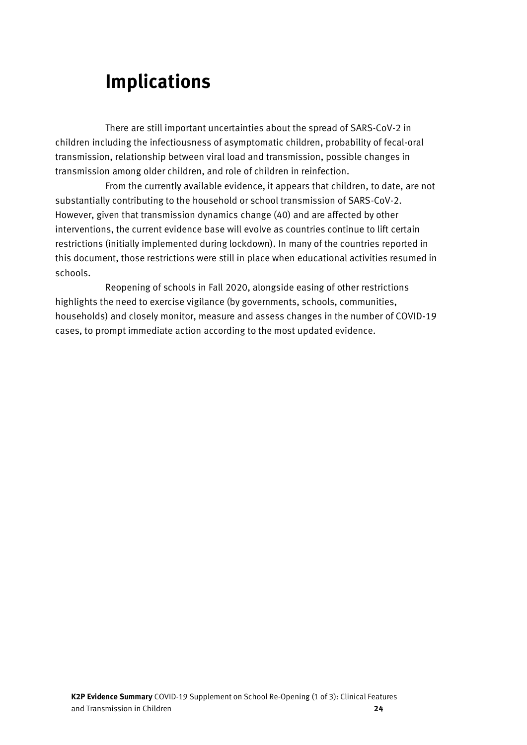# Implications

There are still important uncertainties about the spread of SARS-CoV-2 in children including the infectiousness of asymptomatic children, probability of fecal-oral transmission, relationship between viral load and transmission, possible changes in transmission among older children, and role of children in reinfection.

From the currently available evidence, it appears that children, to date, are not substantially contributing to the household or school transmission of SARS-CoV-2. However, given that transmission dynamics change (40) and are affected by other interventions, the current evidence base will evolve as countries continue to lift certain restrictions (initially implemented during lockdown). In many of the countries reported in this document, those restrictions were still in place when educational activities resumed in schools.

Reopening of schools in Fall 2020, alongside easing of other restrictions highlights the need to exercise vigilance (by governments, schools, communities, households) and closely monitor, measure and assess changes in the number of COVID-19 cases, to prompt immediate action according to the most updated evidence.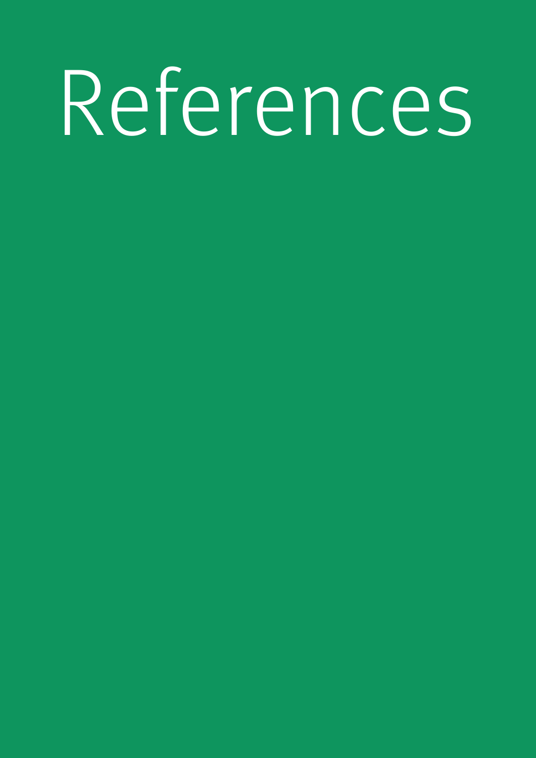# References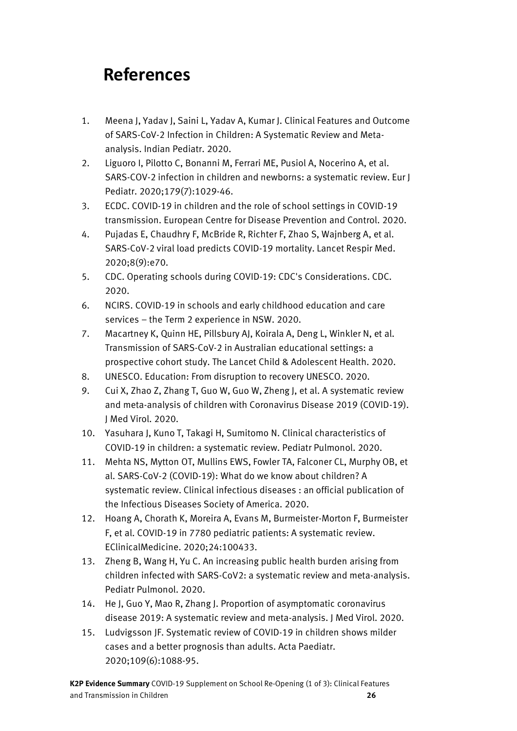# References

1. Meena J, Yadav J, Saini L, Yadav A, Kumar J. Clinical Features and Outcome of SARS-CoV-2 Infection in Children: A Systematic Review and Meta-analysis. Indian Pediatr. 2020.
2. Liguoro I, Pilotto C, Bonanni M, Ferrari ME, Pusiol A, Nocerino A, et al. SARS-COV-2 infection in children and newborns: a systematic review. Eur J Pediatr. 2020;179(7):1029-46.
3. ECDC. COVID-19 in children and the role of school settings in COVID-19 transmission. European Centre for Disease Prevention and Control. 2020.
4. Pujadas E, Chaudhry F, McBride R, Richter F, Zhao S, Wajnberg A, et al. SARS-CoV-2 viral load predicts COVID-19 mortality. Lancet Respir Med. 2020;8(9):e70.
5. CDC. Operating schools during COVID-19: CDC's Considerations. CDC. 2020.
6. NCIRS. COVID-19 in schools and early childhood education and care services – the Term 2 experience in NSW. 2020.
7. Macartney K, Quinn HE, Pillsbury AJ, Koirala A, Deng L, Winkler N, et al. Transmission of SARS-CoV-2 in Australian educational settings: a prospective cohort study. The Lancet Child & Adolescent Health. 2020.
8. UNESCO. Education: From disruption to recovery UNESCO. 2020.
9. Cui X, Zhao Z, Zhang T, Guo W, Guo W, Zheng J, et al. A systematic review and meta-analysis of children with Coronavirus Disease 2019 (COVID-19). J Med Virol. 2020.
10. Yasuhara J, Kuno T, Takagi H, Sumitomo N. Clinical characteristics of COVID-19 in children: a systematic review. Pediatr Pulmonol. 2020.
11. Mehta NS, Mytton OT, Mullins EWS, Fowler TA, Falconer CL, Murphy OB, et al. SARS-CoV-2 (COVID-19): What do we know about children? A systematic review. Clinical infectious diseases : an official publication of the Infectious Diseases Society of America. 2020.
12. Hoang A, Chorath K, Moreira A, Evans M, Burmeister-Morton F, Burmeister F, et al. COVID-19 in 7780 pediatric patients: A systematic review. EClinicalMedicine. 2020;24:100433.
13. Zheng B, Wang H, Yu C. An increasing public health burden arising from children infected with SARS-CoV2: a systematic review and meta-analysis. Pediatr Pulmonol. 2020.
14. He J, Guo Y, Mao R, Zhang J. Proportion of asymptomatic coronavirus disease 2019: A systematic review and meta-analysis. J Med Virol. 2020.
15. Ludvigsson JF. Systematic review of COVID-19 in children shows milder cases and a better prognosis than adults. Acta Paediatr. 2020;109(6):1088-95.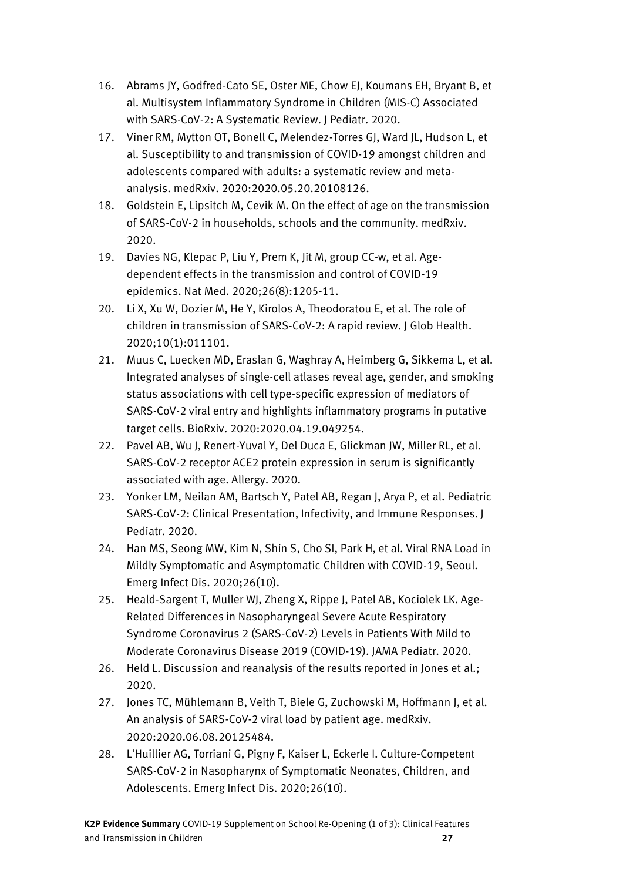16. Abrams JY, Godfred-Cato SE, Oster ME, Chow EJ, Koumans EH, Bryant B, et al. Multisystem Inflammatory Syndrome in Children (MIS-C) Associated with SARS-CoV-2: A Systematic Review. J Pediatr. 2020.
17. Viner RM, Mytton OT, Bonell C, Melendez-Torres GJ, Ward JL, Hudson L, et al. Susceptibility to and transmission of COVID-19 amongst children and adolescents compared with adults: a systematic review and meta-analysis. medRxiv. 2020:2020.05.20.20108126.
18. Goldstein E, Lipsitch M, Cevik M. On the effect of age on the transmission of SARS-CoV-2 in households, schools and the community. medRxiv. 2020.
19. Davies NG, Klepac P, Liu Y, Prem K, Jit M, group CC-w, et al. Age-dependent effects in the transmission and control of COVID-19 epidemics. Nat Med. 2020;26(8):1205-11.
20. Li X, Xu W, Dozier M, He Y, Kirolos A, Theodoratou E, et al. The role of children in transmission of SARS-CoV-2: A rapid review. J Glob Health. 2020;10(1):011101.
21. Muus C, Luecken MD, Eraslan G, Waghray A, Heimberg G, Sikkema L, et al. Integrated analyses of single-cell atlases reveal age, gender, and smoking status associations with cell type-specific expression of mediators of SARS-CoV-2 viral entry and highlights inflammatory programs in putative target cells. BioRxiv. 2020:2020.04.19.049254.
22. Pavel AB, Wu J, Renert-Yuval Y, Del Duca E, Glickman JW, Miller RL, et al. SARS-CoV-2 receptor ACE2 protein expression in serum is significantly associated with age. Allergy. 2020.
23. Yonker LM, Neilan AM, Bartsch Y, Patel AB, Regan J, Arya P, et al. Pediatric SARS-CoV-2: Clinical Presentation, Infectivity, and Immune Responses. J Pediatr. 2020.
24. Han MS, Seong MW, Kim N, Shin S, Cho SI, Park H, et al. Viral RNA Load in Mildly Symptomatic and Asymptomatic Children with COVID-19, Seoul. Emerg Infect Dis. 2020;26(10).
25. Heald-Sargent T, Muller WJ, Zheng X, Rippe J, Patel AB, Kociolek LK. Age-Related Differences in Nasopharyngeal Severe Acute Respiratory Syndrome Coronavirus 2 (SARS-CoV-2) Levels in Patients With Mild to Moderate Coronavirus Disease 2019 (COVID-19). JAMA Pediatr. 2020.
26. Held L. Discussion and reanalysis of the results reported in Jones et al.; 2020.
27. Jones TC, Mühlemann B, Veith T, Biele G, Zuchowski M, Hoffmann J, et al. An analysis of SARS-CoV-2 viral load by patient age. medRxiv. 2020:2020.06.08.20125484.
28. L'Huillier AG, Torriani G, Pigny F, Kaiser L, Eckerle I. Culture-Competent SARS-CoV-2 in Nasopharynx of Symptomatic Neonates, Children, and Adolescents. Emerg Infect Dis. 2020;26(10).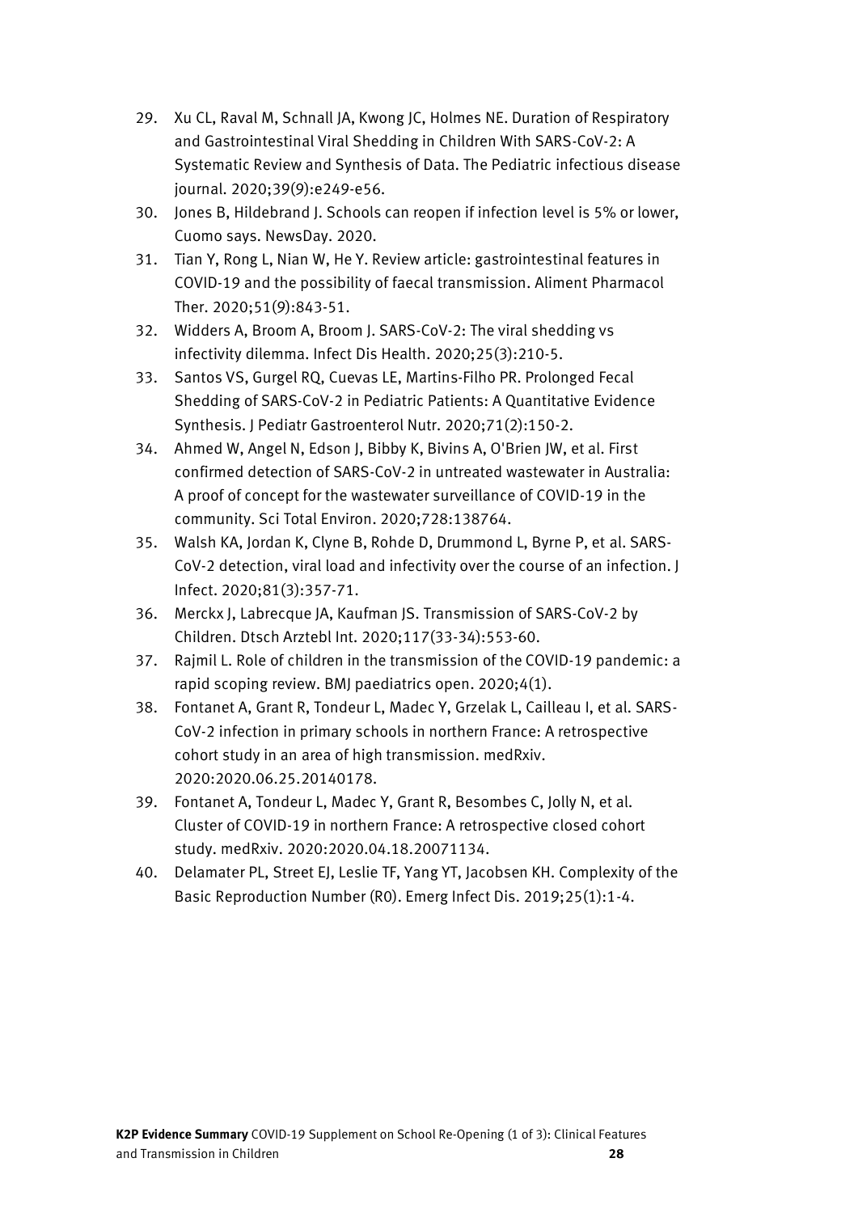29. Xu CL, Raval M, Schnall JA, Kwong JC, Holmes NE. Duration of Respiratory and Gastrointestinal Viral Shedding in Children With SARS-CoV-2: A Systematic Review and Synthesis of Data. The Pediatric infectious disease journal. 2020;39(9):e249-e56.
30. Jones B, Hildebrand J. Schools can reopen if infection level is 5% or lower, Cuomo says. NewsDay. 2020.
31. Tian Y, Rong L, Nian W, He Y. Review article: gastrointestinal features in COVID-19 and the possibility of faecal transmission. Aliment Pharmacol Ther. 2020;51(9):843-51.
32. Widders A, Broom A, Broom J. SARS-CoV-2: The viral shedding vs infectivity dilemma. Infect Dis Health. 2020;25(3):210-5.
33. Santos VS, Gurgel RQ, Cuevas LE, Martins-Filho PR. Prolonged Fecal Shedding of SARS-CoV-2 in Pediatric Patients: A Quantitative Evidence Synthesis. J Pediatr Gastroenterol Nutr. 2020;71(2):150-2.
34. Ahmed W, Angel N, Edson J, Bibby K, Bivins A, O'Brien JW, et al. First confirmed detection of SARS-CoV-2 in untreated wastewater in Australia: A proof of concept for the wastewater surveillance of COVID-19 in the community. Sci Total Environ. 2020;728:138764.
35. Walsh KA, Jordan K, Clyne B, Rohde D, Drummond L, Byrne P, et al. SARS-CoV-2 detection, viral load and infectivity over the course of an infection. J Infect. 2020;81(3):357-71.
36. Merckx J, Labrecque JA, Kaufman JS. Transmission of SARS-CoV-2 by Children. Dtsch Arztebl Int. 2020;117(33-34):553-60.
37. Rajmil L. Role of children in the transmission of the COVID-19 pandemic: a rapid scoping review. BMJ paediatrics open. 2020;4(1).
38. Fontanet A, Grant R, Tondeur L, Madec Y, Grzelak L, Cailleau I, et al. SARS-CoV-2 infection in primary schools in northern France: A retrospective cohort study in an area of high transmission. medRxiv. 2020:2020.06.25.20140178.
39. Fontanet A, Tondeur L, Madec Y, Grant R, Besombes C, Jolly N, et al. Cluster of COVID-19 in northern France: A retrospective closed cohort study. medRxiv. 2020:2020.04.18.20071134.
40. Delamater PL, Street EJ, Leslie TF, Yang YT, Jacobsen KH. Complexity of the Basic Reproduction Number (R0). Emerg Infect Dis. 2019;25(1):1-4.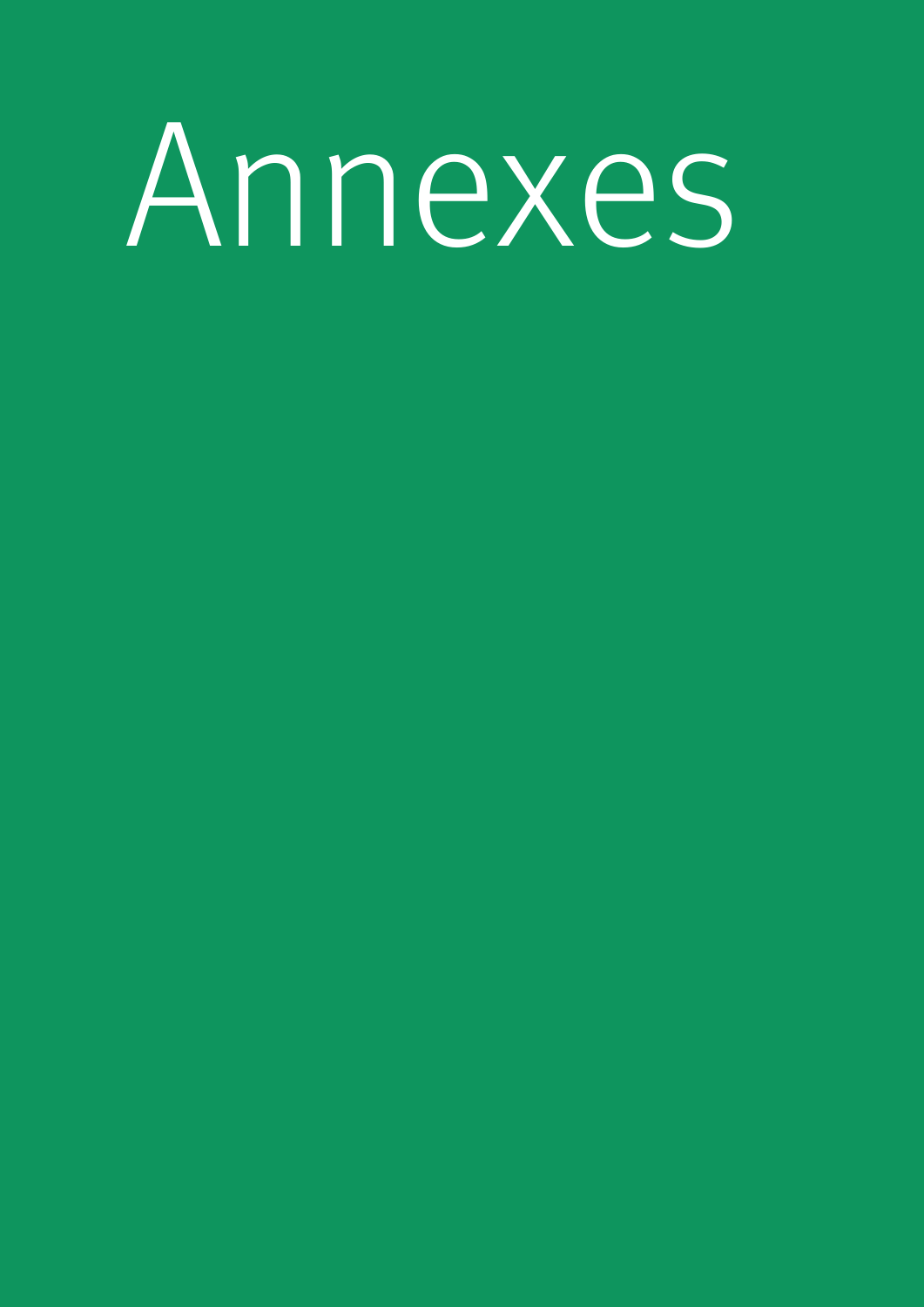# Annexes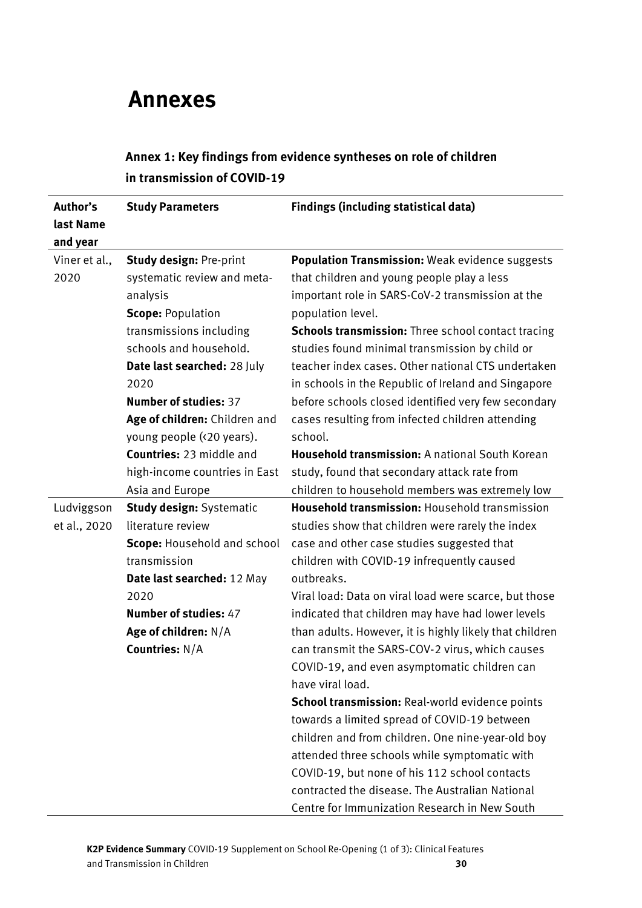# Annexes

## Annex 1: Key findings from evidence syntheses on role of children in transmission of COVID-19

| Author's last Name and year | Study Parameters | Findings (including statistical data) |
|---|---|---|
| Viner et al., 2020 | **Study design:** Pre-print systematic review and meta-analysis<br>**Scope:** Population transmissions including schools and household.<br>**Date last searched:** 28 July 2020<br>**Number of studies:** 37<br>**Age of children:** Children and young people (<20 years).<br>**Countries:** 23 middle and high-income countries in East Asia and Europe | **Population Transmission:** Weak evidence suggests that children and young people play a less important role in SARS-CoV-2 transmission at the population level.<br>**Schools transmission:** Three school contact tracing studies found minimal transmission by child or teacher index cases. Other national CTS undertaken in schools in the Republic of Ireland and Singapore before schools closed identified very few secondary cases resulting from infected children attending school.<br>**Household transmission:** A national South Korean study, found that secondary attack rate from children to household members was extremely low |
| Ludviggson et al., 2020 | **Study design:** Systematic literature review<br>**Scope:** Household and school transmission<br>**Date last searched:** 12 May 2020<br>**Number of studies:** 47<br>**Age of children:** N/A<br>**Countries:** N/A | **Household transmission:** Household transmission studies show that children were rarely the index case and other case studies suggested that children with COVID-19 infrequently caused outbreaks.<br>Viral load: Data on viral load were scarce, but those indicated that children may have had lower levels than adults. However, it is highly likely that children can transmit the SARS-COV-2 virus, which causes COVID-19, and even asymptomatic children can have viral load.<br>**School transmission:** Real-world evidence points towards a limited spread of COVID-19 between children and from children. One nine-year-old boy attended three schools while symptomatic with COVID-19, but none of his 112 school contacts contracted the disease. The Australian National Centre for Immunization Research in New South |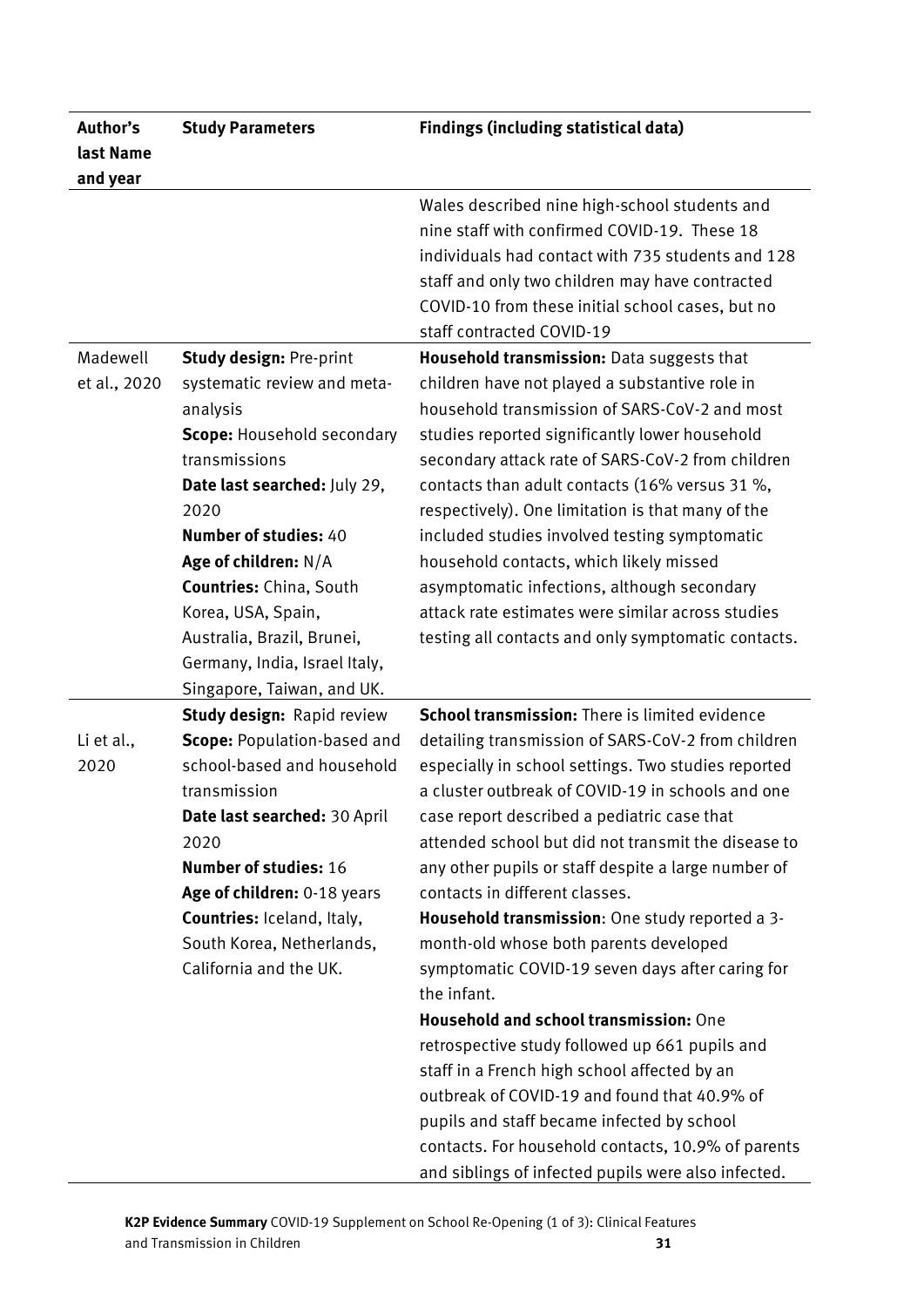| Author's last Name and year | Study Parameters | Findings (including statistical data) |
|---|---|---|
| | | Wales described nine high-school students and nine staff with confirmed COVID-19. These 18 individuals had contact with 735 students and 128 staff and only two children may have contracted COVID-10 from these initial school cases, but no staff contracted COVID-19 |
| Madewell et al., 2020 | **Study design:** Pre-print systematic review and meta-analysis<br>**Scope:** Household secondary transmissions<br>**Date last searched:** July 29, 2020<br>**Number of studies:** 40<br>**Age of children:** N/A<br>**Countries:** China, South Korea, USA, Spain, Australia, Brazil, Brunei, Germany, India, Israel Italy, Singapore, Taiwan, and UK. | **Household transmission:** Data suggests that children have not played a substantive role in household transmission of SARS-CoV-2 and most studies reported significantly lower household secondary attack rate of SARS-CoV-2 from children contacts than adult contacts (16% versus 31 %, respectively). One limitation is that many of the included studies involved testing symptomatic household contacts, which likely missed asymptomatic infections, although secondary attack rate estimates were similar across studies testing all contacts and only symptomatic contacts. |
| Li et al., 2020 | **Study design:** Rapid review<br>**Scope:** Population-based and school-based and household transmission<br>**Date last searched:** 30 April 2020<br>**Number of studies:** 16<br>**Age of children:** 0-18 years<br>**Countries:** Iceland, Italy, South Korea, Netherlands, California and the UK. | **School transmission:** There is limited evidence detailing transmission of SARS-CoV-2 from children especially in school settings. Two studies reported a cluster outbreak of COVID-19 in schools and one case report described a pediatric case that attended school but did not transmit the disease to any other pupils or staff despite a large number of contacts in different classes.<br>**Household transmission**: One study reported a 3-month-old whose both parents developed symptomatic COVID-19 seven days after caring for the infant.<br>**Household and school transmission:** One retrospective study followed up 661 pupils and staff in a French high school affected by an outbreak of COVID-19 and found that 40.9% of pupils and staff became infected by school contacts. For household contacts, 10.9% of parents and siblings of infected pupils were also infected. |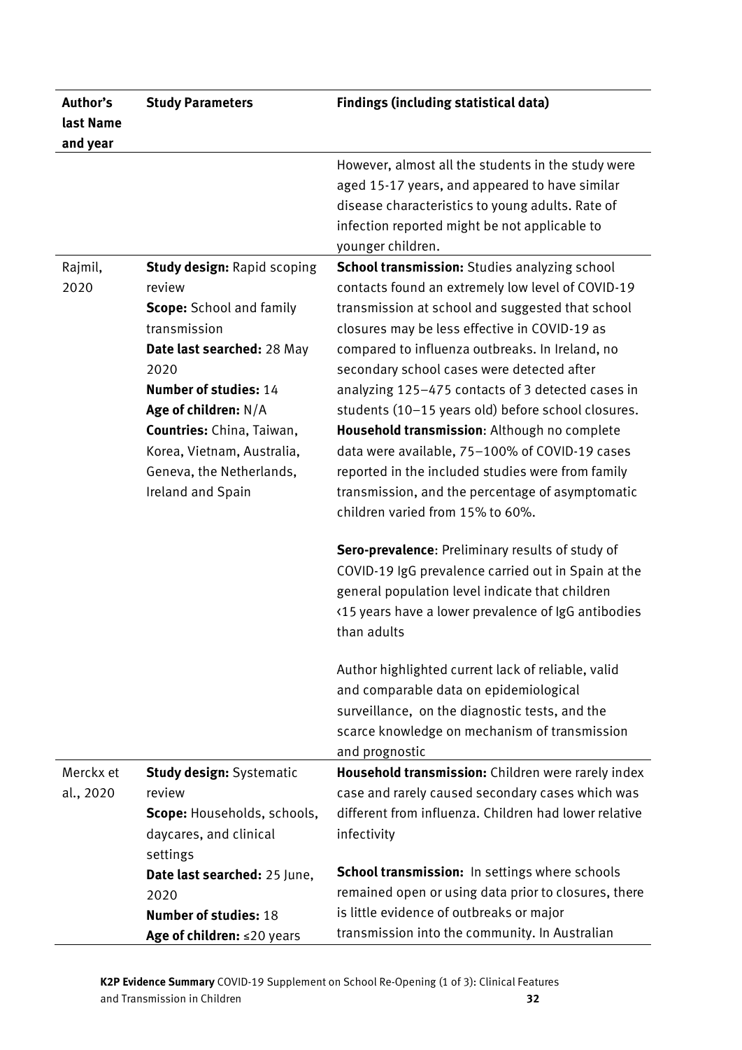| Author's last Name and year | Study Parameters | Findings (including statistical data) |
|---|---|---|
| | | However, almost all the students in the study were aged 15-17 years, and appeared to have similar disease characteristics to young adults. Rate of infection reported might be not applicable to younger children. |
| Rajmil, 2020 | **Study design:** Rapid scoping review<br>**Scope:** School and family transmission<br>**Date last searched:** 28 May 2020<br>**Number of studies:** 14<br>**Age of children:** N/A<br>**Countries:** China, Taiwan, Korea, Vietnam, Australia, Geneva, the Netherlands, Ireland and Spain | **School transmission:** Studies analyzing school contacts found an extremely low level of COVID-19 transmission at school and suggested that school closures may be less effective in COVID-19 as compared to influenza outbreaks. In Ireland, no secondary school cases were detected after analyzing 125–475 contacts of 3 detected cases in students (10–15 years old) before school closures.<br>**Household transmission**: Although no complete data were available, 75–100% of COVID-19 cases reported in the included studies were from family transmission, and the percentage of asymptomatic children varied from 15% to 60%.<br><br>**Sero-prevalence**: Preliminary results of study of COVID-19 IgG prevalence carried out in Spain at the general population level indicate that children <15 years have a lower prevalence of IgG antibodies than adults<br><br>Author highlighted current lack of reliable, valid and comparable data on epidemiological surveillance, on the diagnostic tests, and the scarce knowledge on mechanism of transmission and prognostic |
| Merckx et al., 2020 | **Study design:** Systematic review<br>**Scope:** Households, schools, daycares, and clinical settings<br>**Date last searched:** 25 June, 2020<br>**Number of studies:** 18<br>**Age of children:** ≤20 years | **Household transmission:** Children were rarely index case and rarely caused secondary cases which was different from influenza. Children had lower relative infectivity<br><br>**School transmission:** In settings where schools remained open or using data prior to closures, there is little evidence of outbreaks or major transmission into the community. In Australian |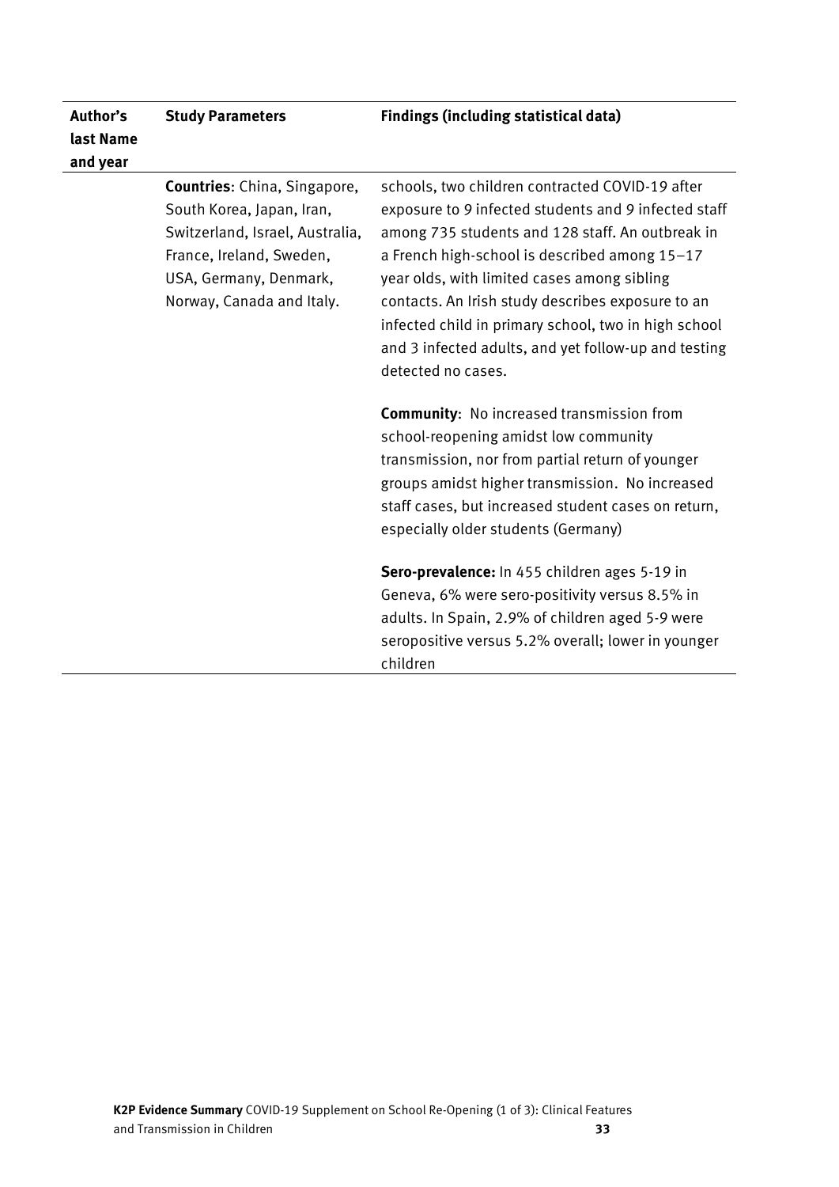| Author's last Name and year | Study Parameters | Findings (including statistical data) |
| --- | --- | --- |
| | **Countries**: China, Singapore, South Korea, Japan, Iran, Switzerland, Israel, Australia, France, Ireland, Sweden, USA, Germany, Denmark, Norway, Canada and Italy. | schools, two children contracted COVID-19 after exposure to 9 infected students and 9 infected staff among 735 students and 128 staff. An outbreak in a French high-school is described among 15–17 year olds, with limited cases among sibling contacts. An Irish study describes exposure to an infected child in primary school, two in high school and 3 infected adults, and yet follow-up and testing detected no cases.<br><br>**Community**: No increased transmission from school-reopening amidst low community transmission, nor from partial return of younger groups amidst higher transmission. No increased staff cases, but increased student cases on return, especially older students (Germany)<br><br>**Sero-prevalence:** In 455 children ages 5-19 in Geneva, 6% were sero-positivity versus 8.5% in adults. In Spain, 2.9% of children aged 5-9 were seropositive versus 5.2% overall; lower in younger children |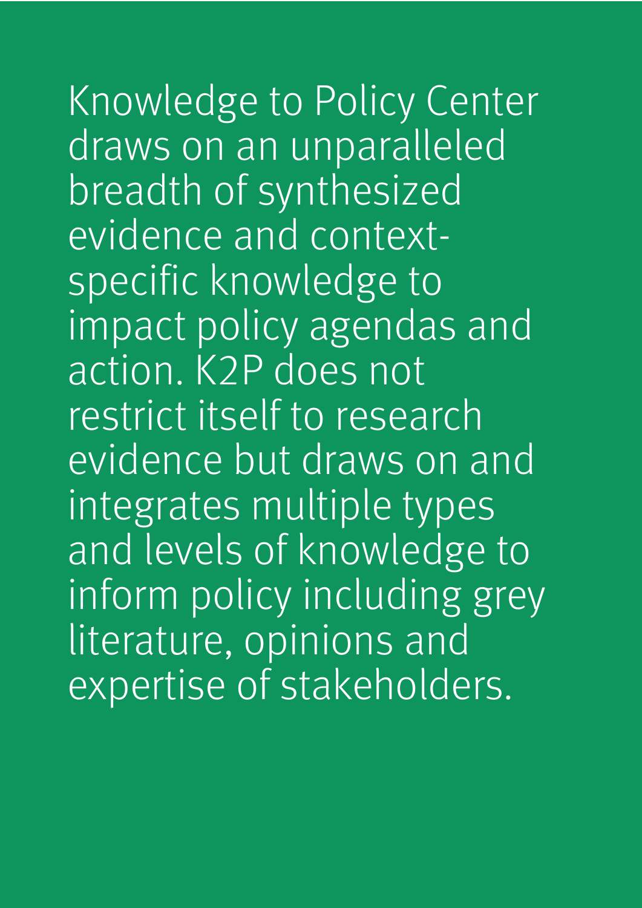Knowledge to Policy Center draws on an unparalleled breadth of synthesized evidence and context-specific knowledge to impact policy agendas and action. K2P does not restrict itself to research evidence but draws on and integrates multiple types and levels of knowledge to inform policy including grey literature, opinions and expertise of stakeholders.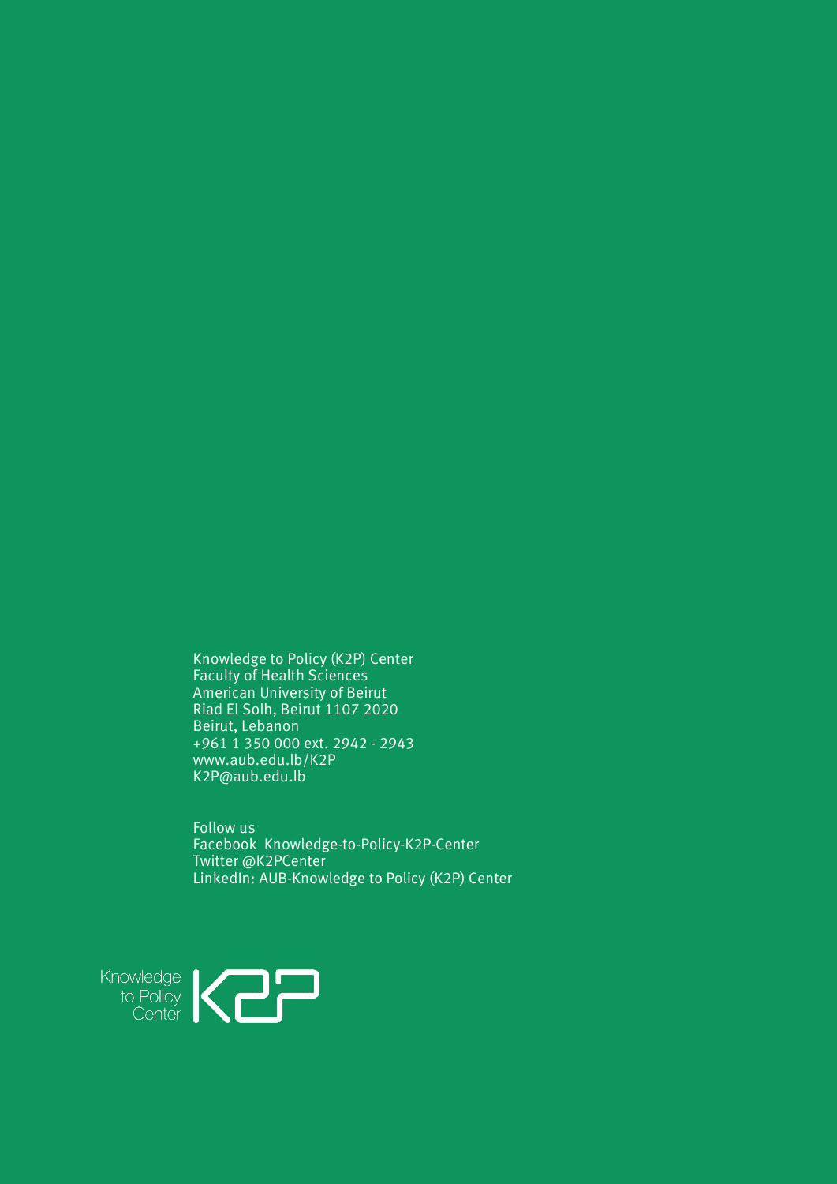Knowledge to Policy (K2P) Center
Faculty of Health Sciences
American University of Beirut
Riad El Solh, Beirut 1107 2020
Beirut, Lebanon
+961 1 350 000 ext. 2942 - 2943
www.aub.edu.lb/K2P
K2P@aub.edu.lb

Follow us
Facebook Knowledge-to-Policy-K2P-Center
Twitter @K2PCenter
LinkedIn: AUB-Knowledge to Policy (K2P) Center

Knowledge to Policy Center K2P